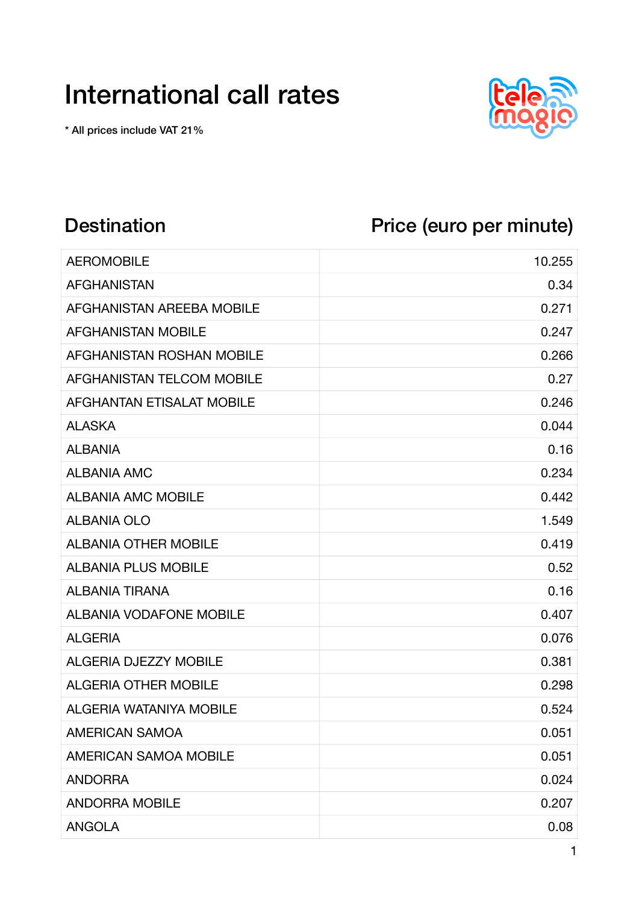# International call rates

* All prices include VAT 21%

| Destination | Price (euro per minute) |
|---|---|
| AEROMOBILE | 10.255 |
| AFGHANISTAN | 0.34 |
| AFGHANISTAN AREEBA MOBILE | 0.271 |
| AFGHANISTAN MOBILE | 0.247 |
| AFGHANISTAN ROSHAN MOBILE | 0.266 |
| AFGHANISTAN TELCOM MOBILE | 0.27 |
| AFGHANTAN ETISALAT MOBILE | 0.246 |
| ALASKA | 0.044 |
| ALBANIA | 0.16 |
| ALBANIA AMC | 0.234 |
| ALBANIA AMC MOBILE | 0.442 |
| ALBANIA OLO | 1.549 |
| ALBANIA OTHER MOBILE | 0.419 |
| ALBANIA PLUS MOBILE | 0.52 |
| ALBANIA TIRANA | 0.16 |
| ALBANIA VODAFONE MOBILE | 0.407 |
| ALGERIA | 0.076 |
| ALGERIA DJEZZY MOBILE | 0.381 |
| ALGERIA OTHER MOBILE | 0.298 |
| ALGERIA WATANIYA MOBILE | 0.524 |
| AMERICAN SAMOA | 0.051 |
| AMERICAN SAMOA MOBILE | 0.051 |
| ANDORRA | 0.024 |
| ANDORRA MOBILE | 0.207 |
| ANGOLA | 0.08 |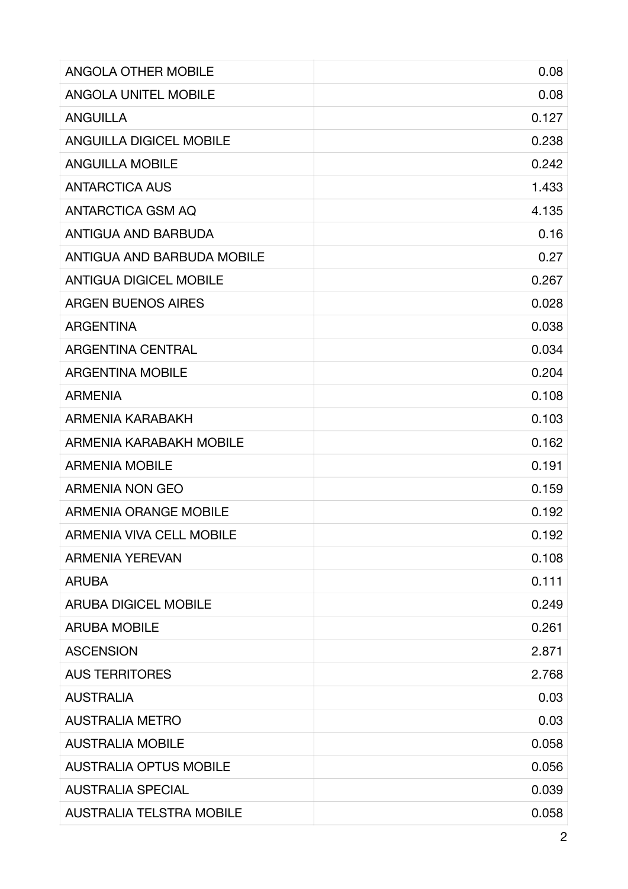| ANGOLA OTHER MOBILE | 0.08 |
|---|---|
| ANGOLA UNITEL MOBILE | 0.08 |
| ANGUILLA | 0.127 |
| ANGUILLA DIGICEL MOBILE | 0.238 |
| ANGUILLA MOBILE | 0.242 |
| ANTARCTICA AUS | 1.433 |
| ANTARCTICA GSM AQ | 4.135 |
| ANTIGUA AND BARBUDA | 0.16 |
| ANTIGUA AND BARBUDA MOBILE | 0.27 |
| ANTIGUA DIGICEL MOBILE | 0.267 |
| ARGEN BUENOS AIRES | 0.028 |
| ARGENTINA | 0.038 |
| ARGENTINA CENTRAL | 0.034 |
| ARGENTINA MOBILE | 0.204 |
| ARMENIA | 0.108 |
| ARMENIA KARABAKH | 0.103 |
| ARMENIA KARABAKH MOBILE | 0.162 |
| ARMENIA MOBILE | 0.191 |
| ARMENIA NON GEO | 0.159 |
| ARMENIA ORANGE MOBILE | 0.192 |
| ARMENIA VIVA CELL MOBILE | 0.192 |
| ARMENIA YEREVAN | 0.108 |
| ARUBA | 0.111 |
| ARUBA DIGICEL MOBILE | 0.249 |
| ARUBA MOBILE | 0.261 |
| ASCENSION | 2.871 |
| AUS TERRITORES | 2.768 |
| AUSTRALIA | 0.03 |
| AUSTRALIA METRO | 0.03 |
| AUSTRALIA MOBILE | 0.058 |
| AUSTRALIA OPTUS MOBILE | 0.056 |
| AUSTRALIA SPECIAL | 0.039 |
| AUSTRALIA TELSTRA MOBILE | 0.058 |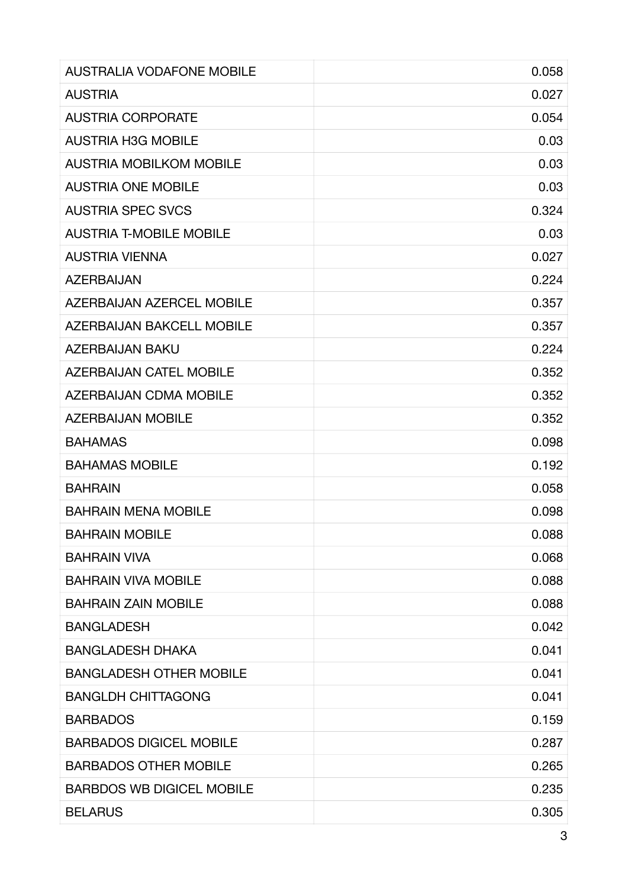| | |
|---|---|
| AUSTRALIA VODAFONE MOBILE | 0.058 |
| AUSTRIA | 0.027 |
| AUSTRIA CORPORATE | 0.054 |
| AUSTRIA H3G MOBILE | 0.03 |
| AUSTRIA MOBILKOM MOBILE | 0.03 |
| AUSTRIA ONE MOBILE | 0.03 |
| AUSTRIA SPEC SVCS | 0.324 |
| AUSTRIA T-MOBILE MOBILE | 0.03 |
| AUSTRIA VIENNA | 0.027 |
| AZERBAIJAN | 0.224 |
| AZERBAIJAN AZERCEL MOBILE | 0.357 |
| AZERBAIJAN BAKCELL MOBILE | 0.357 |
| AZERBAIJAN BAKU | 0.224 |
| AZERBAIJAN CATEL MOBILE | 0.352 |
| AZERBAIJAN CDMA MOBILE | 0.352 |
| AZERBAIJAN MOBILE | 0.352 |
| BAHAMAS | 0.098 |
| BAHAMAS MOBILE | 0.192 |
| BAHRAIN | 0.058 |
| BAHRAIN MENA MOBILE | 0.098 |
| BAHRAIN MOBILE | 0.088 |
| BAHRAIN VIVA | 0.068 |
| BAHRAIN VIVA MOBILE | 0.088 |
| BAHRAIN ZAIN MOBILE | 0.088 |
| BANGLADESH | 0.042 |
| BANGLADESH DHAKA | 0.041 |
| BANGLADESH OTHER MOBILE | 0.041 |
| BANGLDH CHITTAGONG | 0.041 |
| BARBADOS | 0.159 |
| BARBADOS DIGICEL MOBILE | 0.287 |
| BARBADOS OTHER MOBILE | 0.265 |
| BARBDOS WB DIGICEL MOBILE | 0.235 |
| BELARUS | 0.305 |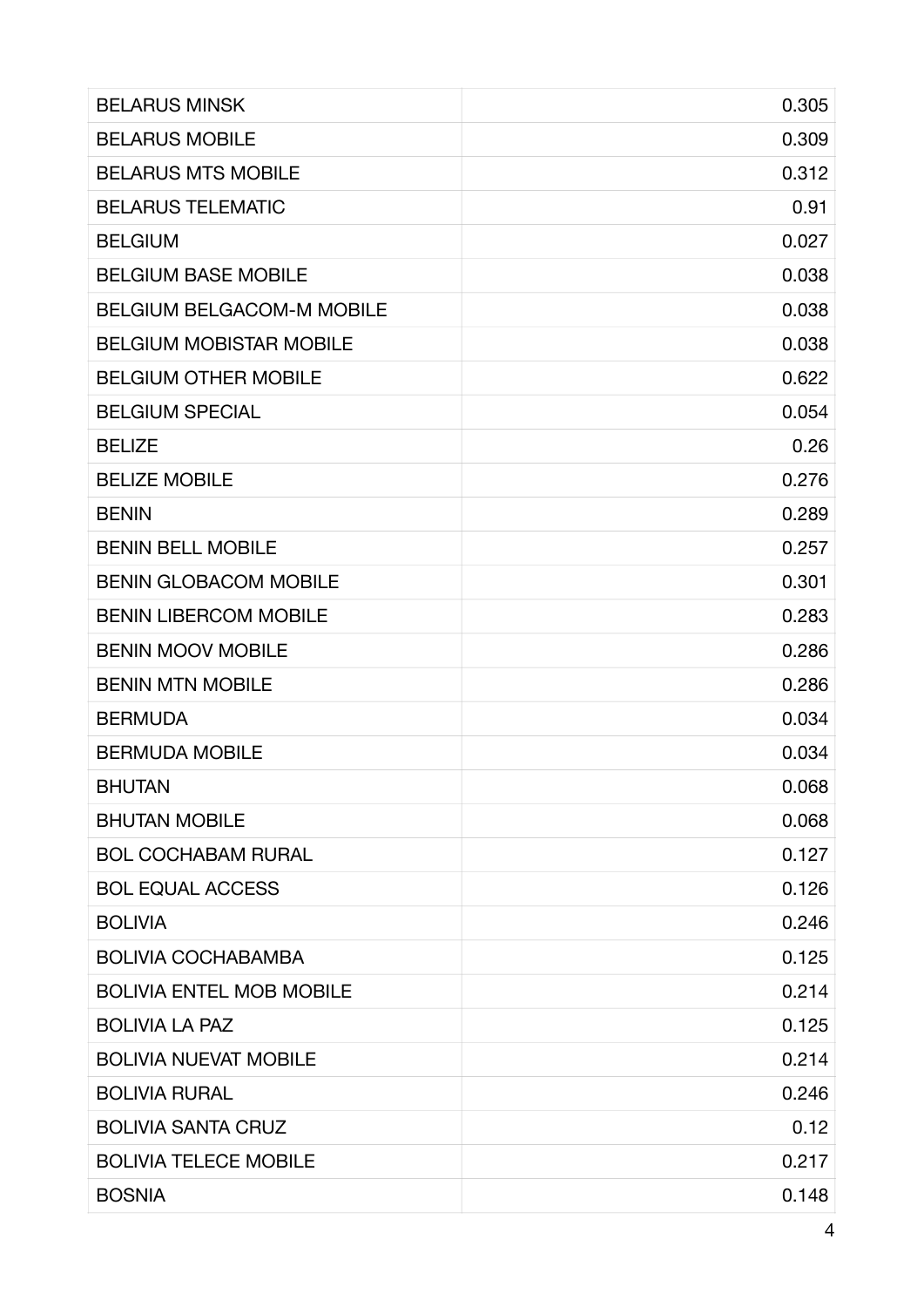| | |
|---|---|
| BELARUS MINSK | 0.305 |
| BELARUS MOBILE | 0.309 |
| BELARUS MTS MOBILE | 0.312 |
| BELARUS TELEMATIC | 0.91 |
| BELGIUM | 0.027 |
| BELGIUM BASE MOBILE | 0.038 |
| BELGIUM BELGACOM-M MOBILE | 0.038 |
| BELGIUM MOBISTAR MOBILE | 0.038 |
| BELGIUM OTHER MOBILE | 0.622 |
| BELGIUM SPECIAL | 0.054 |
| BELIZE | 0.26 |
| BELIZE MOBILE | 0.276 |
| BENIN | 0.289 |
| BENIN BELL MOBILE | 0.257 |
| BENIN GLOBACOM MOBILE | 0.301 |
| BENIN LIBERCOM MOBILE | 0.283 |
| BENIN MOOV MOBILE | 0.286 |
| BENIN MTN MOBILE | 0.286 |
| BERMUDA | 0.034 |
| BERMUDA MOBILE | 0.034 |
| BHUTAN | 0.068 |
| BHUTAN MOBILE | 0.068 |
| BOL COCHABAM RURAL | 0.127 |
| BOL EQUAL ACCESS | 0.126 |
| BOLIVIA | 0.246 |
| BOLIVIA COCHABAMBA | 0.125 |
| BOLIVIA ENTEL MOB MOBILE | 0.214 |
| BOLIVIA LA PAZ | 0.125 |
| BOLIVIA NUEVAT MOBILE | 0.214 |
| BOLIVIA RURAL | 0.246 |
| BOLIVIA SANTA CRUZ | 0.12 |
| BOLIVIA TELECE MOBILE | 0.217 |
| BOSNIA | 0.148 |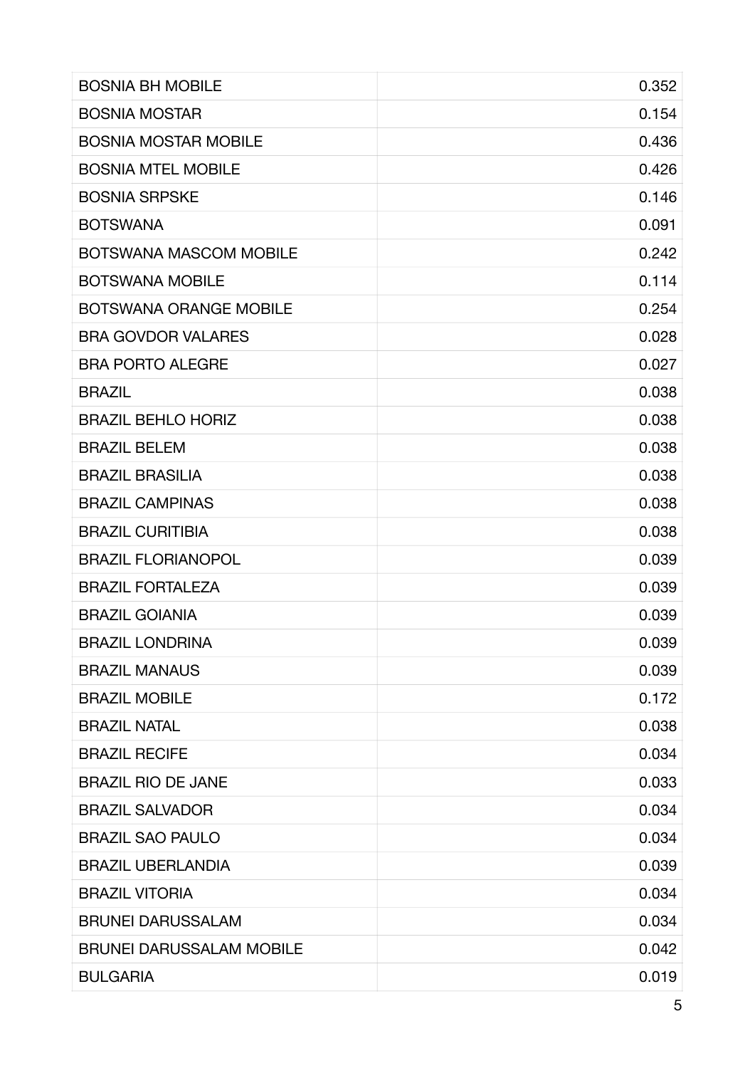| | |
|---|---|
| BOSNIA BH MOBILE | 0.352 |
| BOSNIA MOSTAR | 0.154 |
| BOSNIA MOSTAR MOBILE | 0.436 |
| BOSNIA MTEL MOBILE | 0.426 |
| BOSNIA SRPSKE | 0.146 |
| BOTSWANA | 0.091 |
| BOTSWANA MASCOM MOBILE | 0.242 |
| BOTSWANA MOBILE | 0.114 |
| BOTSWANA ORANGE MOBILE | 0.254 |
| BRA GOVDOR VALARES | 0.028 |
| BRA PORTO ALEGRE | 0.027 |
| BRAZIL | 0.038 |
| BRAZIL BEHLO HORIZ | 0.038 |
| BRAZIL BELEM | 0.038 |
| BRAZIL BRASILIA | 0.038 |
| BRAZIL CAMPINAS | 0.038 |
| BRAZIL CURITIBIA | 0.038 |
| BRAZIL FLORIANOPOL | 0.039 |
| BRAZIL FORTALEZA | 0.039 |
| BRAZIL GOIANIA | 0.039 |
| BRAZIL LONDRINA | 0.039 |
| BRAZIL MANAUS | 0.039 |
| BRAZIL MOBILE | 0.172 |
| BRAZIL NATAL | 0.038 |
| BRAZIL RECIFE | 0.034 |
| BRAZIL RIO DE JANE | 0.033 |
| BRAZIL SALVADOR | 0.034 |
| BRAZIL SAO PAULO | 0.034 |
| BRAZIL UBERLANDIA | 0.039 |
| BRAZIL VITORIA | 0.034 |
| BRUNEI DARUSSALAM | 0.034 |
| BRUNEI DARUSSALAM MOBILE | 0.042 |
| BULGARIA | 0.019 |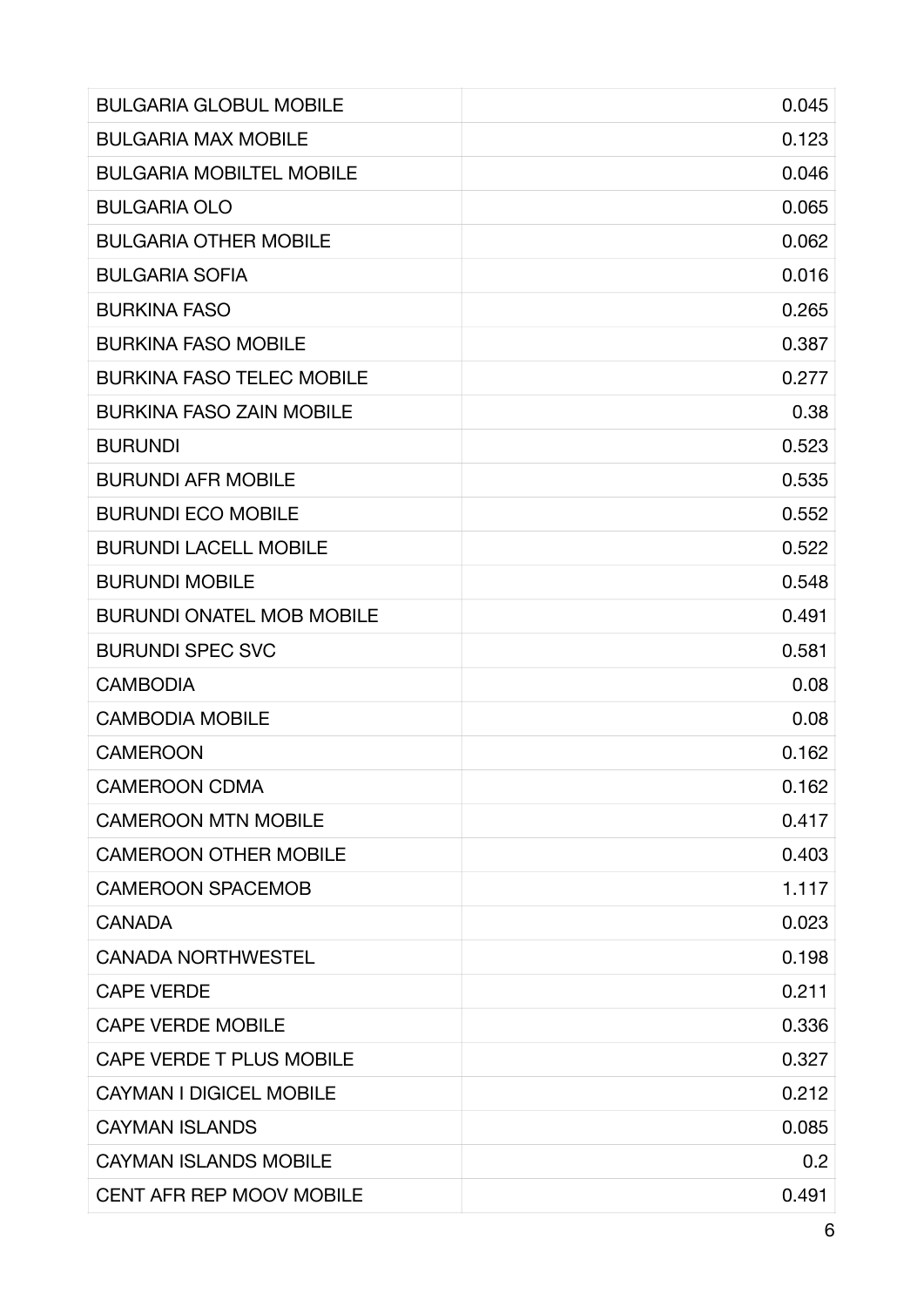| | |
|---|---|
| BULGARIA GLOBUL MOBILE | 0.045 |
| BULGARIA MAX MOBILE | 0.123 |
| BULGARIA MOBILTEL MOBILE | 0.046 |
| BULGARIA OLO | 0.065 |
| BULGARIA OTHER MOBILE | 0.062 |
| BULGARIA SOFIA | 0.016 |
| BURKINA FASO | 0.265 |
| BURKINA FASO MOBILE | 0.387 |
| BURKINA FASO TELEC MOBILE | 0.277 |
| BURKINA FASO ZAIN MOBILE | 0.38 |
| BURUNDI | 0.523 |
| BURUNDI AFR MOBILE | 0.535 |
| BURUNDI ECO MOBILE | 0.552 |
| BURUNDI LACELL MOBILE | 0.522 |
| BURUNDI MOBILE | 0.548 |
| BURUNDI ONATEL MOB MOBILE | 0.491 |
| BURUNDI SPEC SVC | 0.581 |
| CAMBODIA | 0.08 |
| CAMBODIA MOBILE | 0.08 |
| CAMEROON | 0.162 |
| CAMEROON CDMA | 0.162 |
| CAMEROON MTN MOBILE | 0.417 |
| CAMEROON OTHER MOBILE | 0.403 |
| CAMEROON SPACEMOB | 1.117 |
| CANADA | 0.023 |
| CANADA NORTHWESTEL | 0.198 |
| CAPE VERDE | 0.211 |
| CAPE VERDE MOBILE | 0.336 |
| CAPE VERDE T PLUS MOBILE | 0.327 |
| CAYMAN I DIGICEL MOBILE | 0.212 |
| CAYMAN ISLANDS | 0.085 |
| CAYMAN ISLANDS MOBILE | 0.2 |
| CENT AFR REP MOOV MOBILE | 0.491 |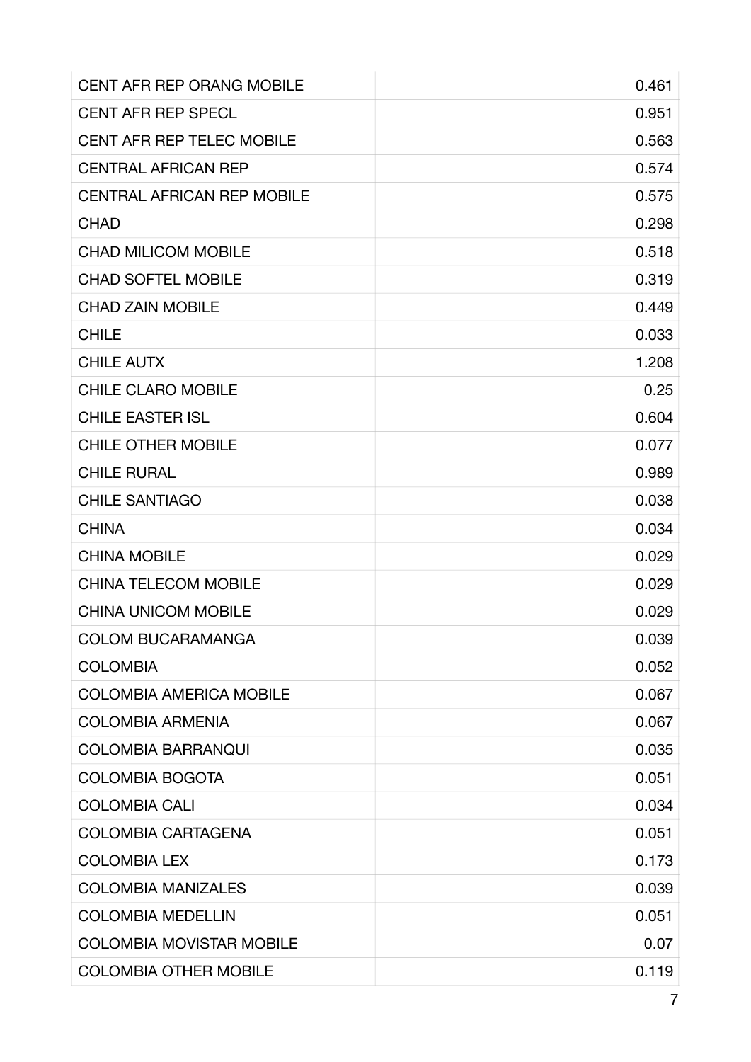| | |
|---|---|
| CENT AFR REP ORANG MOBILE | 0.461 |
| CENT AFR REP SPECL | 0.951 |
| CENT AFR REP TELEC MOBILE | 0.563 |
| CENTRAL AFRICAN REP | 0.574 |
| CENTRAL AFRICAN REP MOBILE | 0.575 |
| CHAD | 0.298 |
| CHAD MILICOM MOBILE | 0.518 |
| CHAD SOFTEL MOBILE | 0.319 |
| CHAD ZAIN MOBILE | 0.449 |
| CHILE | 0.033 |
| CHILE AUTX | 1.208 |
| CHILE CLARO MOBILE | 0.25 |
| CHILE EASTER ISL | 0.604 |
| CHILE OTHER MOBILE | 0.077 |
| CHILE RURAL | 0.989 |
| CHILE SANTIAGO | 0.038 |
| CHINA | 0.034 |
| CHINA MOBILE | 0.029 |
| CHINA TELECOM MOBILE | 0.029 |
| CHINA UNICOM MOBILE | 0.029 |
| COLOM BUCARAMANGA | 0.039 |
| COLOMBIA | 0.052 |
| COLOMBIA AMERICA MOBILE | 0.067 |
| COLOMBIA ARMENIA | 0.067 |
| COLOMBIA BARRANQUI | 0.035 |
| COLOMBIA BOGOTA | 0.051 |
| COLOMBIA CALI | 0.034 |
| COLOMBIA CARTAGENA | 0.051 |
| COLOMBIA LEX | 0.173 |
| COLOMBIA MANIZALES | 0.039 |
| COLOMBIA MEDELLIN | 0.051 |
| COLOMBIA MOVISTAR MOBILE | 0.07 |
| COLOMBIA OTHER MOBILE | 0.119 |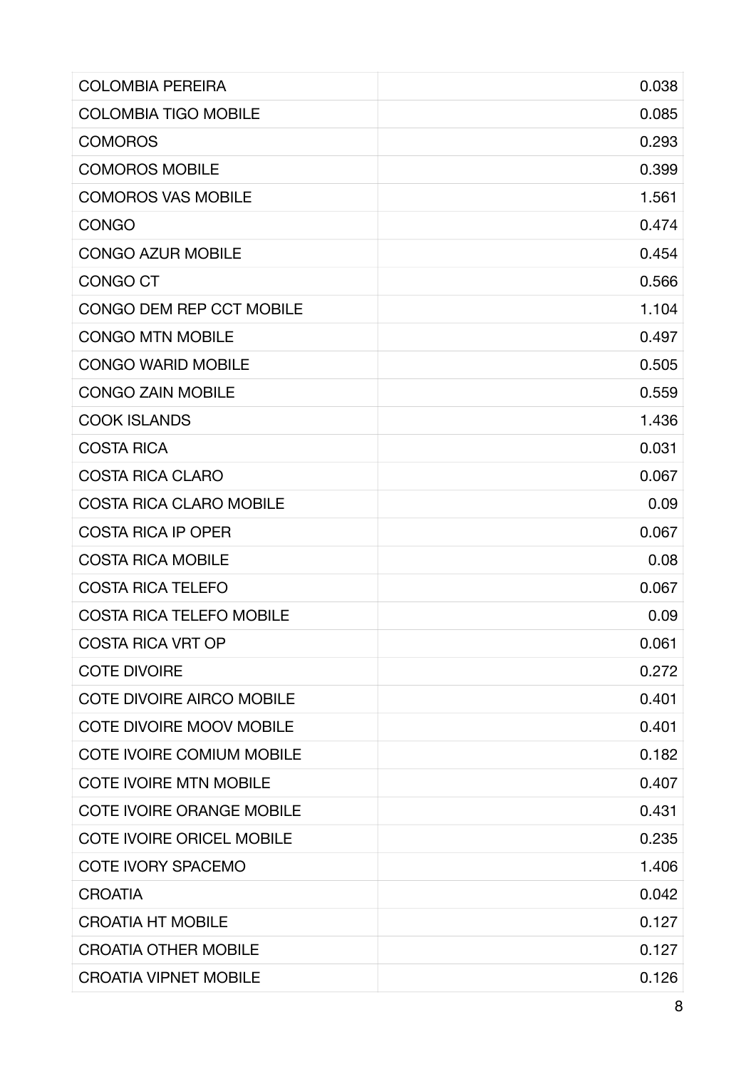| | |
|---|---|
| COLOMBIA PEREIRA | 0.038 |
| COLOMBIA TIGO MOBILE | 0.085 |
| COMOROS | 0.293 |
| COMOROS MOBILE | 0.399 |
| COMOROS VAS MOBILE | 1.561 |
| CONGO | 0.474 |
| CONGO AZUR MOBILE | 0.454 |
| CONGO CT | 0.566 |
| CONGO DEM REP CCT MOBILE | 1.104 |
| CONGO MTN MOBILE | 0.497 |
| CONGO WARID MOBILE | 0.505 |
| CONGO ZAIN MOBILE | 0.559 |
| COOK ISLANDS | 1.436 |
| COSTA RICA | 0.031 |
| COSTA RICA CLARO | 0.067 |
| COSTA RICA CLARO MOBILE | 0.09 |
| COSTA RICA IP OPER | 0.067 |
| COSTA RICA MOBILE | 0.08 |
| COSTA RICA TELEFO | 0.067 |
| COSTA RICA TELEFO MOBILE | 0.09 |
| COSTA RICA VRT OP | 0.061 |
| COTE DIVOIRE | 0.272 |
| COTE DIVOIRE AIRCO MOBILE | 0.401 |
| COTE DIVOIRE MOOV MOBILE | 0.401 |
| COTE IVOIRE COMIUM MOBILE | 0.182 |
| COTE IVOIRE MTN MOBILE | 0.407 |
| COTE IVOIRE ORANGE MOBILE | 0.431 |
| COTE IVOIRE ORICEL MOBILE | 0.235 |
| COTE IVORY SPACEMO | 1.406 |
| CROATIA | 0.042 |
| CROATIA HT MOBILE | 0.127 |
| CROATIA OTHER MOBILE | 0.127 |
| CROATIA VIPNET MOBILE | 0.126 |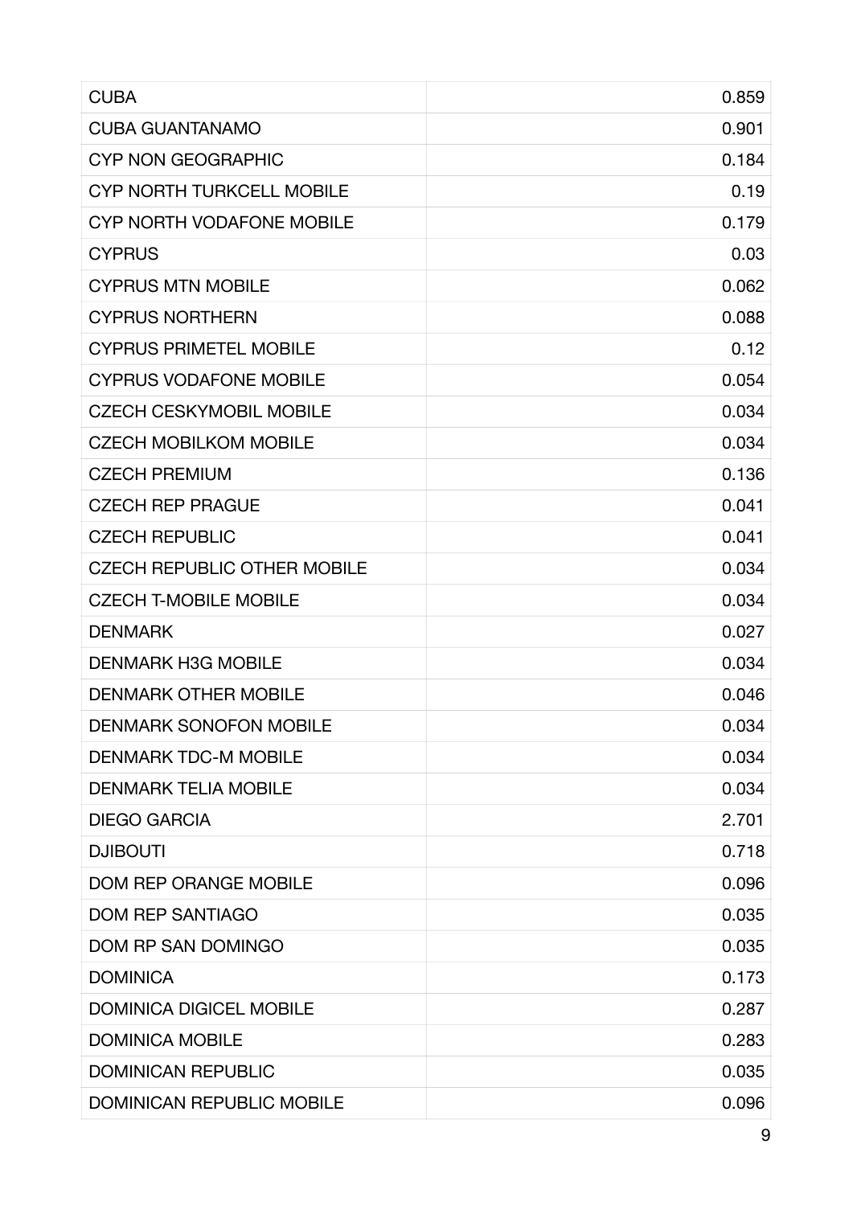| | |
|---|---|
| CUBA | 0.859 |
| CUBA GUANTANAMO | 0.901 |
| CYP NON GEOGRAPHIC | 0.184 |
| CYP NORTH TURKCELL MOBILE | 0.19 |
| CYP NORTH VODAFONE MOBILE | 0.179 |
| CYPRUS | 0.03 |
| CYPRUS MTN MOBILE | 0.062 |
| CYPRUS NORTHERN | 0.088 |
| CYPRUS PRIMETEL MOBILE | 0.12 |
| CYPRUS VODAFONE MOBILE | 0.054 |
| CZECH CESKYMOBIL MOBILE | 0.034 |
| CZECH MOBILKOM MOBILE | 0.034 |
| CZECH PREMIUM | 0.136 |
| CZECH REP PRAGUE | 0.041 |
| CZECH REPUBLIC | 0.041 |
| CZECH REPUBLIC OTHER MOBILE | 0.034 |
| CZECH T-MOBILE MOBILE | 0.034 |
| DENMARK | 0.027 |
| DENMARK H3G MOBILE | 0.034 |
| DENMARK OTHER MOBILE | 0.046 |
| DENMARK SONOFON MOBILE | 0.034 |
| DENMARK TDC-M MOBILE | 0.034 |
| DENMARK TELIA MOBILE | 0.034 |
| DIEGO GARCIA | 2.701 |
| DJIBOUTI | 0.718 |
| DOM REP ORANGE MOBILE | 0.096 |
| DOM REP SANTIAGO | 0.035 |
| DOM RP SAN DOMINGO | 0.035 |
| DOMINICA | 0.173 |
| DOMINICA DIGICEL MOBILE | 0.287 |
| DOMINICA MOBILE | 0.283 |
| DOMINICAN REPUBLIC | 0.035 |
| DOMINICAN REPUBLIC MOBILE | 0.096 |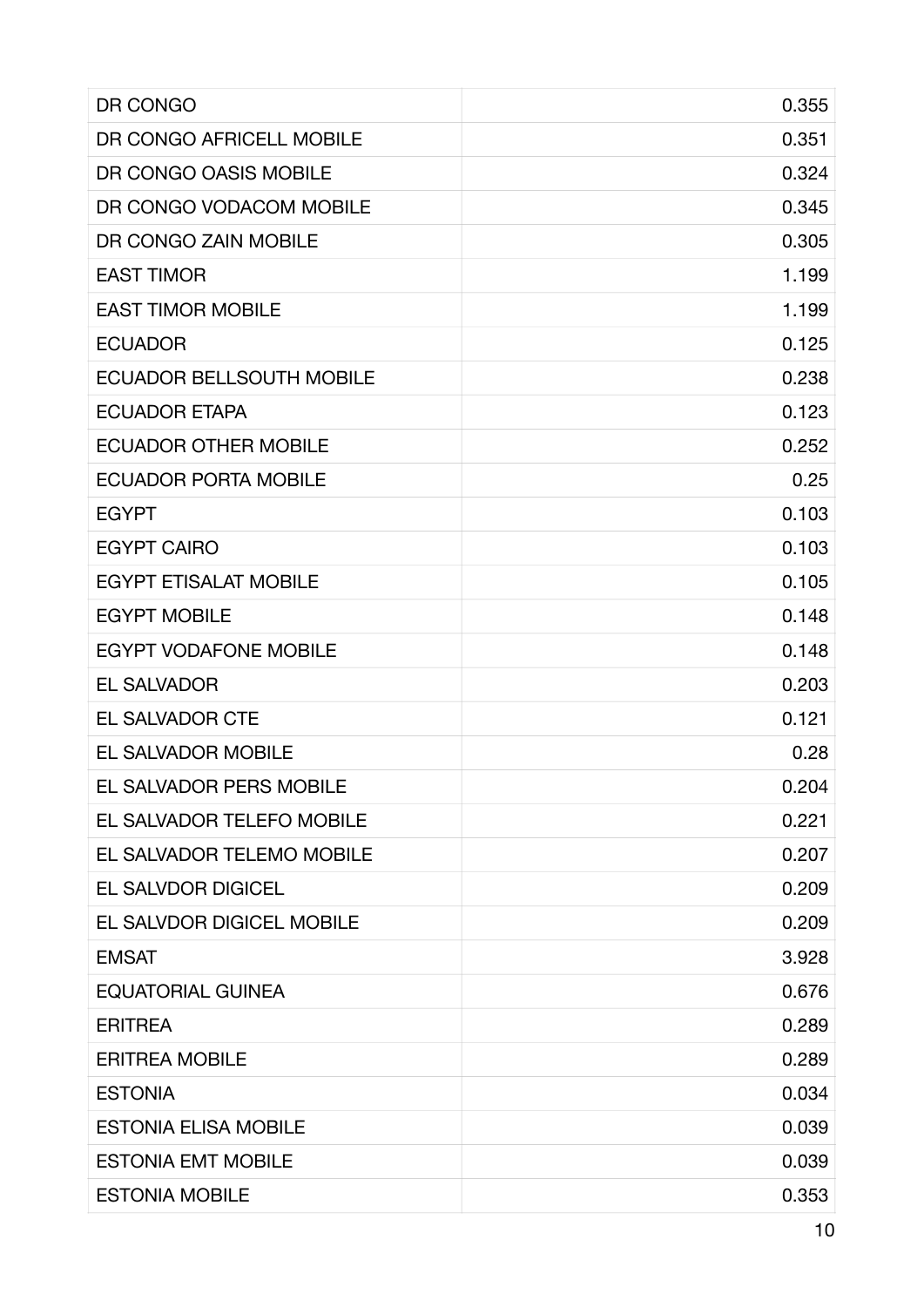| | |
|---|---|
| DR CONGO | 0.355 |
| DR CONGO AFRICELL MOBILE | 0.351 |
| DR CONGO OASIS MOBILE | 0.324 |
| DR CONGO VODACOM MOBILE | 0.345 |
| DR CONGO ZAIN MOBILE | 0.305 |
| EAST TIMOR | 1.199 |
| EAST TIMOR MOBILE | 1.199 |
| ECUADOR | 0.125 |
| ECUADOR BELLSOUTH MOBILE | 0.238 |
| ECUADOR ETAPA | 0.123 |
| ECUADOR OTHER MOBILE | 0.252 |
| ECUADOR PORTA MOBILE | 0.25 |
| EGYPT | 0.103 |
| EGYPT CAIRO | 0.103 |
| EGYPT ETISALAT MOBILE | 0.105 |
| EGYPT MOBILE | 0.148 |
| EGYPT VODAFONE MOBILE | 0.148 |
| EL SALVADOR | 0.203 |
| EL SALVADOR CTE | 0.121 |
| EL SALVADOR MOBILE | 0.28 |
| EL SALVADOR PERS MOBILE | 0.204 |
| EL SALVADOR TELEFO MOBILE | 0.221 |
| EL SALVADOR TELEMO MOBILE | 0.207 |
| EL SALVDOR DIGICEL | 0.209 |
| EL SALVDOR DIGICEL MOBILE | 0.209 |
| EMSAT | 3.928 |
| EQUATORIAL GUINEA | 0.676 |
| ERITREA | 0.289 |
| ERITREA MOBILE | 0.289 |
| ESTONIA | 0.034 |
| ESTONIA ELISA MOBILE | 0.039 |
| ESTONIA EMT MOBILE | 0.039 |
| ESTONIA MOBILE | 0.353 |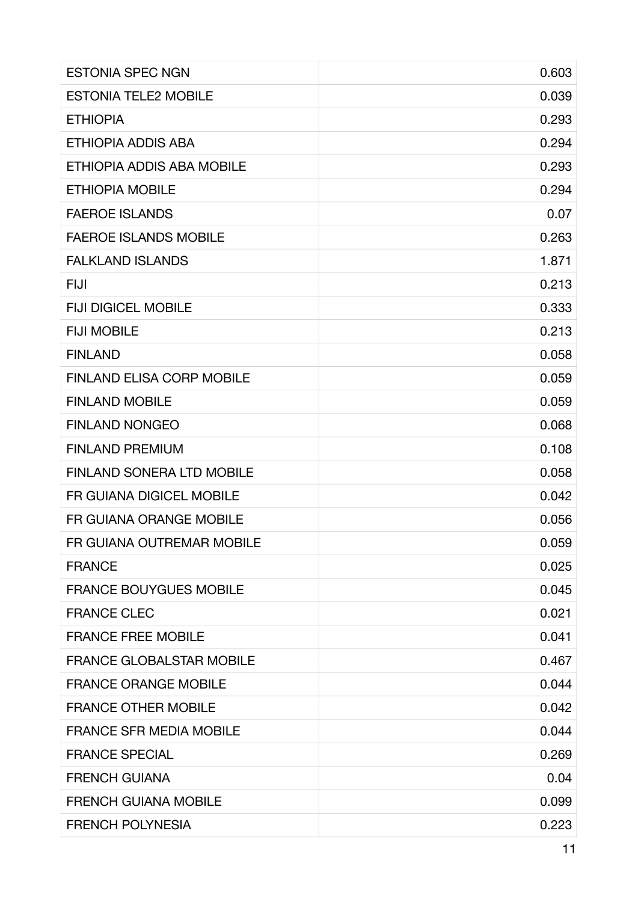| ESTONIA SPEC NGN | 0.603 |
|---|---|
| ESTONIA TELE2 MOBILE | 0.039 |
| ETHIOPIA | 0.293 |
| ETHIOPIA ADDIS ABA | 0.294 |
| ETHIOPIA ADDIS ABA MOBILE | 0.293 |
| ETHIOPIA MOBILE | 0.294 |
| FAEROE ISLANDS | 0.07 |
| FAEROE ISLANDS MOBILE | 0.263 |
| FALKLAND ISLANDS | 1.871 |
| FIJI | 0.213 |
| FIJI DIGICEL MOBILE | 0.333 |
| FIJI MOBILE | 0.213 |
| FINLAND | 0.058 |
| FINLAND ELISA CORP MOBILE | 0.059 |
| FINLAND MOBILE | 0.059 |
| FINLAND NONGEO | 0.068 |
| FINLAND PREMIUM | 0.108 |
| FINLAND SONERA LTD MOBILE | 0.058 |
| FR GUIANA DIGICEL MOBILE | 0.042 |
| FR GUIANA ORANGE MOBILE | 0.056 |
| FR GUIANA OUTREMAR MOBILE | 0.059 |
| FRANCE | 0.025 |
| FRANCE BOUYGUES MOBILE | 0.045 |
| FRANCE CLEC | 0.021 |
| FRANCE FREE MOBILE | 0.041 |
| FRANCE GLOBALSTAR MOBILE | 0.467 |
| FRANCE ORANGE MOBILE | 0.044 |
| FRANCE OTHER MOBILE | 0.042 |
| FRANCE SFR MEDIA MOBILE | 0.044 |
| FRANCE SPECIAL | 0.269 |
| FRENCH GUIANA | 0.04 |
| FRENCH GUIANA MOBILE | 0.099 |
| FRENCH POLYNESIA | 0.223 |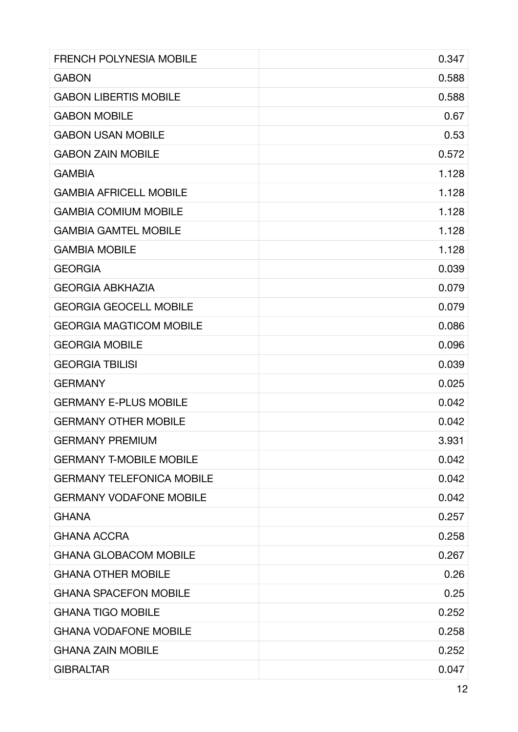| | |
|---|---|
| FRENCH POLYNESIA MOBILE | 0.347 |
| GABON | 0.588 |
| GABON LIBERTIS MOBILE | 0.588 |
| GABON MOBILE | 0.67 |
| GABON USAN MOBILE | 0.53 |
| GABON ZAIN MOBILE | 0.572 |
| GAMBIA | 1.128 |
| GAMBIA AFRICELL MOBILE | 1.128 |
| GAMBIA COMIUM MOBILE | 1.128 |
| GAMBIA GAMTEL MOBILE | 1.128 |
| GAMBIA MOBILE | 1.128 |
| GEORGIA | 0.039 |
| GEORGIA ABKHAZIA | 0.079 |
| GEORGIA GEOCELL MOBILE | 0.079 |
| GEORGIA MAGTICOM MOBILE | 0.086 |
| GEORGIA MOBILE | 0.096 |
| GEORGIA TBILISI | 0.039 |
| GERMANY | 0.025 |
| GERMANY E-PLUS MOBILE | 0.042 |
| GERMANY OTHER MOBILE | 0.042 |
| GERMANY PREMIUM | 3.931 |
| GERMANY T-MOBILE MOBILE | 0.042 |
| GERMANY TELEFONICA MOBILE | 0.042 |
| GERMANY VODAFONE MOBILE | 0.042 |
| GHANA | 0.257 |
| GHANA ACCRA | 0.258 |
| GHANA GLOBACOM MOBILE | 0.267 |
| GHANA OTHER MOBILE | 0.26 |
| GHANA SPACEFON MOBILE | 0.25 |
| GHANA TIGO MOBILE | 0.252 |
| GHANA VODAFONE MOBILE | 0.258 |
| GHANA ZAIN MOBILE | 0.252 |
| GIBRALTAR | 0.047 |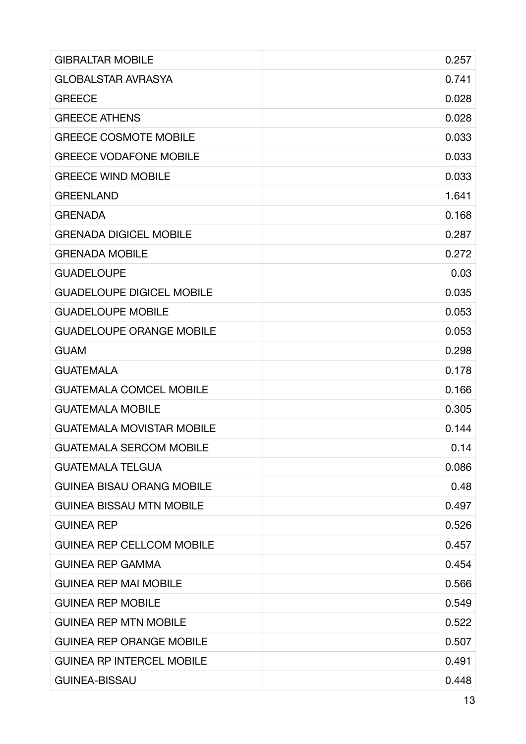| | |
|---|---|
| GIBRALTAR MOBILE | 0.257 |
| GLOBALSTAR AVRASYA | 0.741 |
| GREECE | 0.028 |
| GREECE ATHENS | 0.028 |
| GREECE COSMOTE MOBILE | 0.033 |
| GREECE VODAFONE MOBILE | 0.033 |
| GREECE WIND MOBILE | 0.033 |
| GREENLAND | 1.641 |
| GRENADA | 0.168 |
| GRENADA DIGICEL MOBILE | 0.287 |
| GRENADA MOBILE | 0.272 |
| GUADELOUPE | 0.03 |
| GUADELOUPE DIGICEL MOBILE | 0.035 |
| GUADELOUPE MOBILE | 0.053 |
| GUADELOUPE ORANGE MOBILE | 0.053 |
| GUAM | 0.298 |
| GUATEMALA | 0.178 |
| GUATEMALA COMCEL MOBILE | 0.166 |
| GUATEMALA MOBILE | 0.305 |
| GUATEMALA MOVISTAR MOBILE | 0.144 |
| GUATEMALA SERCOM MOBILE | 0.14 |
| GUATEMALA TELGUA | 0.086 |
| GUINEA BISAU ORANG MOBILE | 0.48 |
| GUINEA BISSAU MTN MOBILE | 0.497 |
| GUINEA REP | 0.526 |
| GUINEA REP CELLCOM MOBILE | 0.457 |
| GUINEA REP GAMMA | 0.454 |
| GUINEA REP MAI MOBILE | 0.566 |
| GUINEA REP MOBILE | 0.549 |
| GUINEA REP MTN MOBILE | 0.522 |
| GUINEA REP ORANGE MOBILE | 0.507 |
| GUINEA RP INTERCEL MOBILE | 0.491 |
| GUINEA-BISSAU | 0.448 |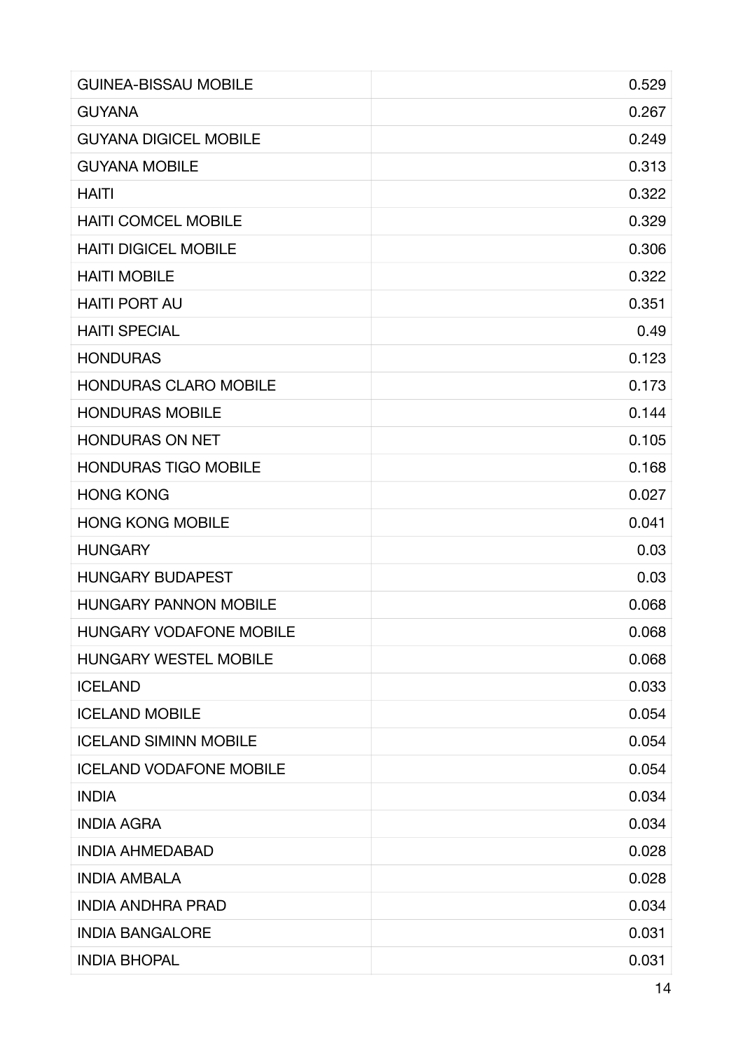| | |
|---|---|
| GUINEA-BISSAU MOBILE | 0.529 |
| GUYANA | 0.267 |
| GUYANA DIGICEL MOBILE | 0.249 |
| GUYANA MOBILE | 0.313 |
| HAITI | 0.322 |
| HAITI COMCEL MOBILE | 0.329 |
| HAITI DIGICEL MOBILE | 0.306 |
| HAITI MOBILE | 0.322 |
| HAITI PORT AU | 0.351 |
| HAITI SPECIAL | 0.49 |
| HONDURAS | 0.123 |
| HONDURAS CLARO MOBILE | 0.173 |
| HONDURAS MOBILE | 0.144 |
| HONDURAS ON NET | 0.105 |
| HONDURAS TIGO MOBILE | 0.168 |
| HONG KONG | 0.027 |
| HONG KONG MOBILE | 0.041 |
| HUNGARY | 0.03 |
| HUNGARY BUDAPEST | 0.03 |
| HUNGARY PANNON MOBILE | 0.068 |
| HUNGARY VODAFONE MOBILE | 0.068 |
| HUNGARY WESTEL MOBILE | 0.068 |
| ICELAND | 0.033 |
| ICELAND MOBILE | 0.054 |
| ICELAND SIMINN MOBILE | 0.054 |
| ICELAND VODAFONE MOBILE | 0.054 |
| INDIA | 0.034 |
| INDIA AGRA | 0.034 |
| INDIA AHMEDABAD | 0.028 |
| INDIA AMBALA | 0.028 |
| INDIA ANDHRA PRAD | 0.034 |
| INDIA BANGALORE | 0.031 |
| INDIA BHOPAL | 0.031 |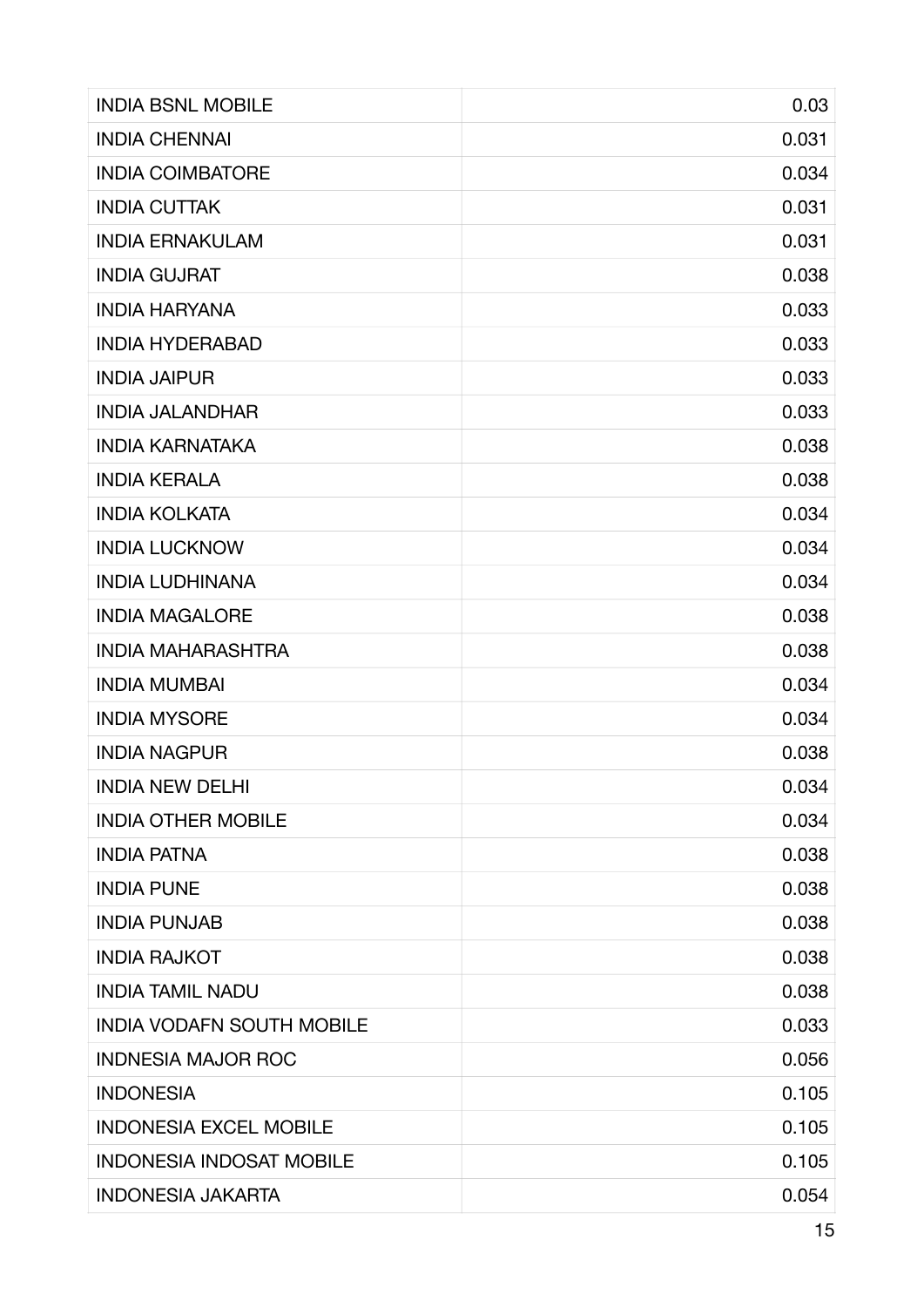| | |
|---|---|
| INDIA BSNL MOBILE | 0.03 |
| INDIA CHENNAI | 0.031 |
| INDIA COIMBATORE | 0.034 |
| INDIA CUTTAK | 0.031 |
| INDIA ERNAKULAM | 0.031 |
| INDIA GUJRAT | 0.038 |
| INDIA HARYANA | 0.033 |
| INDIA HYDERABAD | 0.033 |
| INDIA JAIPUR | 0.033 |
| INDIA JALANDHAR | 0.033 |
| INDIA KARNATAKA | 0.038 |
| INDIA KERALA | 0.038 |
| INDIA KOLKATA | 0.034 |
| INDIA LUCKNOW | 0.034 |
| INDIA LUDHINANA | 0.034 |
| INDIA MAGALORE | 0.038 |
| INDIA MAHARASHTRA | 0.038 |
| INDIA MUMBAI | 0.034 |
| INDIA MYSORE | 0.034 |
| INDIA NAGPUR | 0.038 |
| INDIA NEW DELHI | 0.034 |
| INDIA OTHER MOBILE | 0.034 |
| INDIA PATNA | 0.038 |
| INDIA PUNE | 0.038 |
| INDIA PUNJAB | 0.038 |
| INDIA RAJKOT | 0.038 |
| INDIA TAMIL NADU | 0.038 |
| INDIA VODAFN SOUTH MOBILE | 0.033 |
| INDNESIA MAJOR ROC | 0.056 |
| INDONESIA | 0.105 |
| INDONESIA EXCEL MOBILE | 0.105 |
| INDONESIA INDOSAT MOBILE | 0.105 |
| INDONESIA JAKARTA | 0.054 |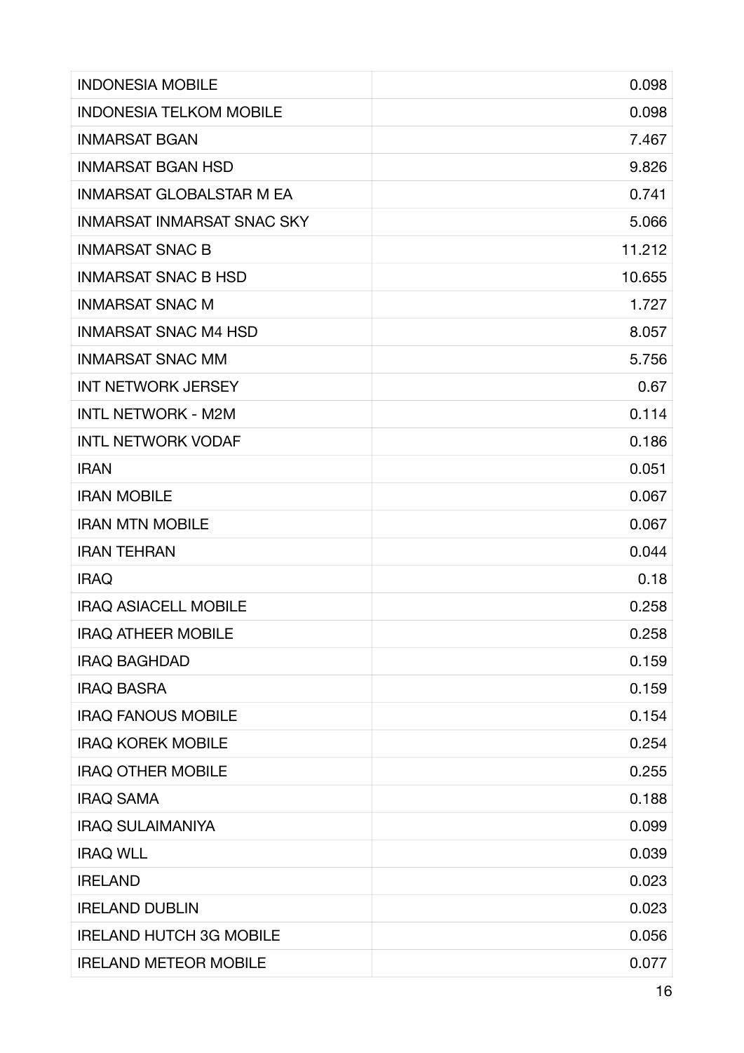| | |
|---|---|
| INDONESIA MOBILE | 0.098 |
| INDONESIA TELKOM MOBILE | 0.098 |
| INMARSAT BGAN | 7.467 |
| INMARSAT BGAN HSD | 9.826 |
| INMARSAT GLOBALSTAR M EA | 0.741 |
| INMARSAT INMARSAT SNAC SKY | 5.066 |
| INMARSAT SNAC B | 11.212 |
| INMARSAT SNAC B HSD | 10.655 |
| INMARSAT SNAC M | 1.727 |
| INMARSAT SNAC M4 HSD | 8.057 |
| INMARSAT SNAC MM | 5.756 |
| INT NETWORK JERSEY | 0.67 |
| INTL NETWORK - M2M | 0.114 |
| INTL NETWORK VODAF | 0.186 |
| IRAN | 0.051 |
| IRAN MOBILE | 0.067 |
| IRAN MTN MOBILE | 0.067 |
| IRAN TEHRAN | 0.044 |
| IRAQ | 0.18 |
| IRAQ ASIACELL MOBILE | 0.258 |
| IRAQ ATHEER MOBILE | 0.258 |
| IRAQ BAGHDAD | 0.159 |
| IRAQ BASRA | 0.159 |
| IRAQ FANOUS MOBILE | 0.154 |
| IRAQ KOREK MOBILE | 0.254 |
| IRAQ OTHER MOBILE | 0.255 |
| IRAQ SAMA | 0.188 |
| IRAQ SULAIMANIYA | 0.099 |
| IRAQ WLL | 0.039 |
| IRELAND | 0.023 |
| IRELAND DUBLIN | 0.023 |
| IRELAND HUTCH 3G MOBILE | 0.056 |
| IRELAND METEOR MOBILE | 0.077 |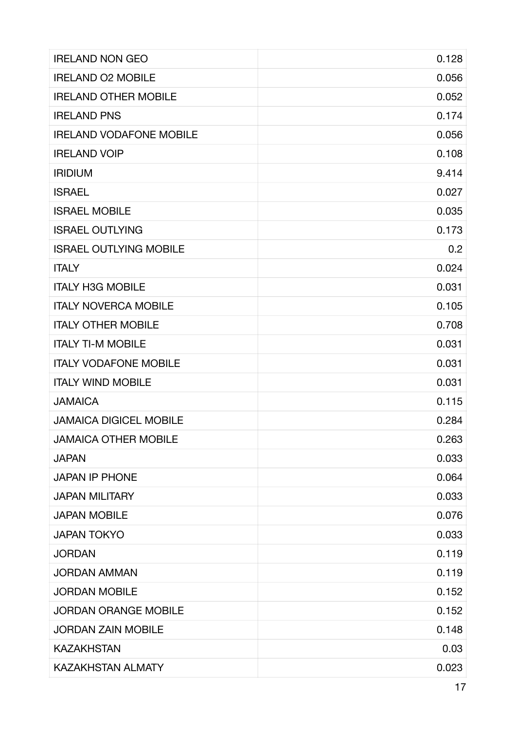| | |
|---|---|
| IRELAND NON GEO | 0.128 |
| IRELAND O2 MOBILE | 0.056 |
| IRELAND OTHER MOBILE | 0.052 |
| IRELAND PNS | 0.174 |
| IRELAND VODAFONE MOBILE | 0.056 |
| IRELAND VOIP | 0.108 |
| IRIDIUM | 9.414 |
| ISRAEL | 0.027 |
| ISRAEL MOBILE | 0.035 |
| ISRAEL OUTLYING | 0.173 |
| ISRAEL OUTLYING MOBILE | 0.2 |
| ITALY | 0.024 |
| ITALY H3G MOBILE | 0.031 |
| ITALY NOVERCA MOBILE | 0.105 |
| ITALY OTHER MOBILE | 0.708 |
| ITALY TI-M MOBILE | 0.031 |
| ITALY VODAFONE MOBILE | 0.031 |
| ITALY WIND MOBILE | 0.031 |
| JAMAICA | 0.115 |
| JAMAICA DIGICEL MOBILE | 0.284 |
| JAMAICA OTHER MOBILE | 0.263 |
| JAPAN | 0.033 |
| JAPAN IP PHONE | 0.064 |
| JAPAN MILITARY | 0.033 |
| JAPAN MOBILE | 0.076 |
| JAPAN TOKYO | 0.033 |
| JORDAN | 0.119 |
| JORDAN AMMAN | 0.119 |
| JORDAN MOBILE | 0.152 |
| JORDAN ORANGE MOBILE | 0.152 |
| JORDAN ZAIN MOBILE | 0.148 |
| KAZAKHSTAN | 0.03 |
| KAZAKHSTAN ALMATY | 0.023 |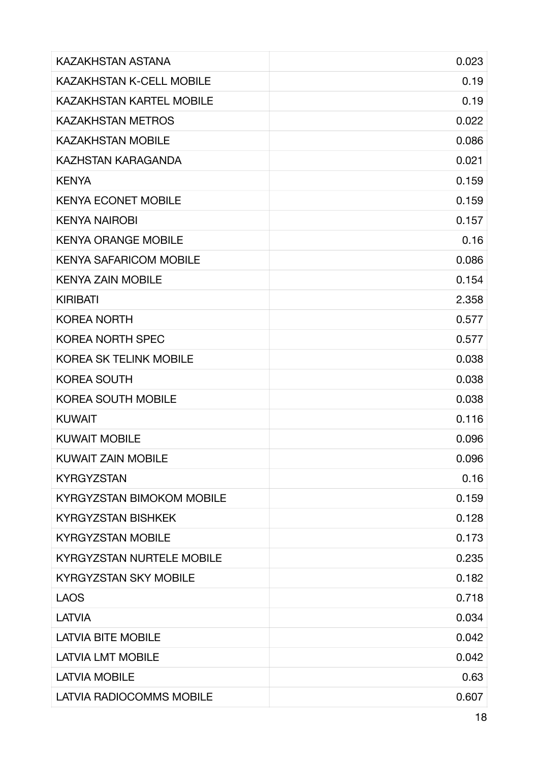| | |
|---|---|
| KAZAKHSTAN ASTANA | 0.023 |
| KAZAKHSTAN K-CELL MOBILE | 0.19 |
| KAZAKHSTAN KARTEL MOBILE | 0.19 |
| KAZAKHSTAN METROS | 0.022 |
| KAZAKHSTAN MOBILE | 0.086 |
| KAZHSTAN KARAGANDA | 0.021 |
| KENYA | 0.159 |
| KENYA ECONET MOBILE | 0.159 |
| KENYA NAIROBI | 0.157 |
| KENYA ORANGE MOBILE | 0.16 |
| KENYA SAFARICOM MOBILE | 0.086 |
| KENYA ZAIN MOBILE | 0.154 |
| KIRIBATI | 2.358 |
| KOREA NORTH | 0.577 |
| KOREA NORTH SPEC | 0.577 |
| KOREA SK TELINK MOBILE | 0.038 |
| KOREA SOUTH | 0.038 |
| KOREA SOUTH MOBILE | 0.038 |
| KUWAIT | 0.116 |
| KUWAIT MOBILE | 0.096 |
| KUWAIT ZAIN MOBILE | 0.096 |
| KYRGYZSTAN | 0.16 |
| KYRGYZSTAN BIMOKOM MOBILE | 0.159 |
| KYRGYZSTAN BISHKEK | 0.128 |
| KYRGYZSTAN MOBILE | 0.173 |
| KYRGYZSTAN NURTELE MOBILE | 0.235 |
| KYRGYZSTAN SKY MOBILE | 0.182 |
| LAOS | 0.718 |
| LATVIA | 0.034 |
| LATVIA BITE MOBILE | 0.042 |
| LATVIA LMT MOBILE | 0.042 |
| LATVIA MOBILE | 0.63 |
| LATVIA RADIOCOMMS MOBILE | 0.607 |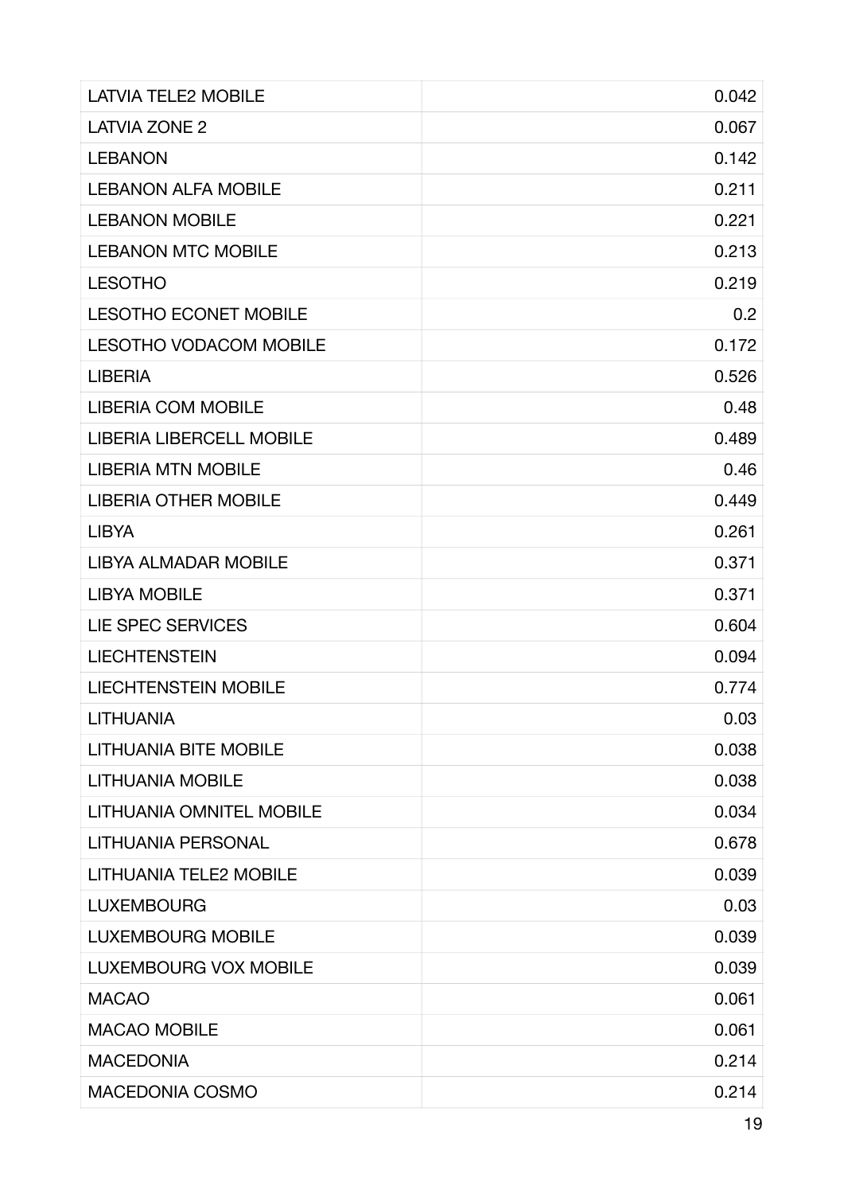| | |
|---|---|
| LATVIA TELE2 MOBILE | 0.042 |
| LATVIA ZONE 2 | 0.067 |
| LEBANON | 0.142 |
| LEBANON ALFA MOBILE | 0.211 |
| LEBANON MOBILE | 0.221 |
| LEBANON MTC MOBILE | 0.213 |
| LESOTHO | 0.219 |
| LESOTHO ECONET MOBILE | 0.2 |
| LESOTHO VODACOM MOBILE | 0.172 |
| LIBERIA | 0.526 |
| LIBERIA COM MOBILE | 0.48 |
| LIBERIA LIBERCELL MOBILE | 0.489 |
| LIBERIA MTN MOBILE | 0.46 |
| LIBERIA OTHER MOBILE | 0.449 |
| LIBYA | 0.261 |
| LIBYA ALMADAR MOBILE | 0.371 |
| LIBYA MOBILE | 0.371 |
| LIE SPEC SERVICES | 0.604 |
| LIECHTENSTEIN | 0.094 |
| LIECHTENSTEIN MOBILE | 0.774 |
| LITHUANIA | 0.03 |
| LITHUANIA BITE MOBILE | 0.038 |
| LITHUANIA MOBILE | 0.038 |
| LITHUANIA OMNITEL MOBILE | 0.034 |
| LITHUANIA PERSONAL | 0.678 |
| LITHUANIA TELE2 MOBILE | 0.039 |
| LUXEMBOURG | 0.03 |
| LUXEMBOURG MOBILE | 0.039 |
| LUXEMBOURG VOX MOBILE | 0.039 |
| MACAO | 0.061 |
| MACAO MOBILE | 0.061 |
| MACEDONIA | 0.214 |
| MACEDONIA COSMO | 0.214 |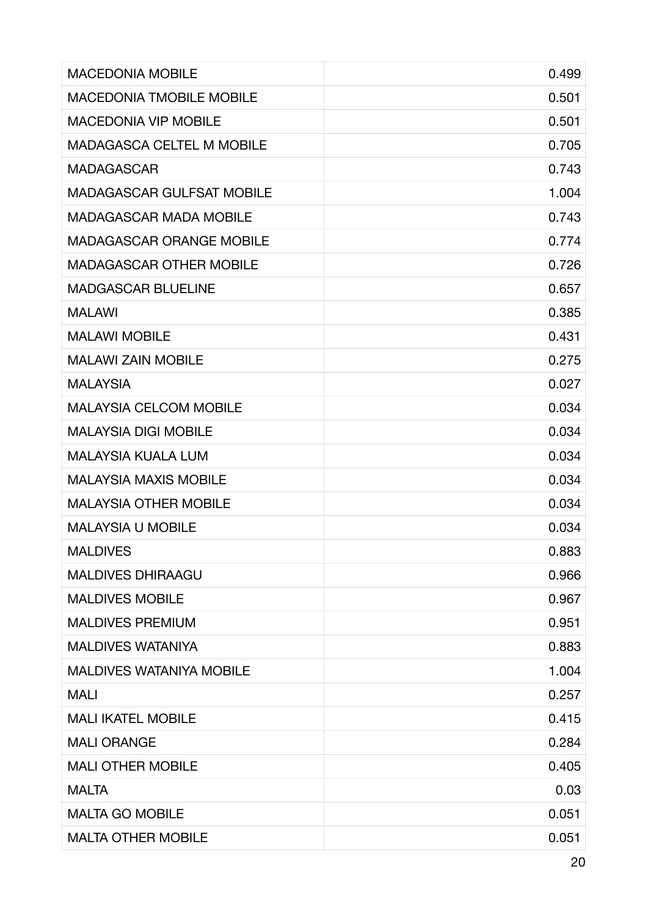| | |
|---|---|
| MACEDONIA MOBILE | 0.499 |
| MACEDONIA TMOBILE MOBILE | 0.501 |
| MACEDONIA VIP MOBILE | 0.501 |
| MADAGASCA CELTEL M MOBILE | 0.705 |
| MADAGASCAR | 0.743 |
| MADAGASCAR GULFSAT MOBILE | 1.004 |
| MADAGASCAR MADA MOBILE | 0.743 |
| MADAGASCAR ORANGE MOBILE | 0.774 |
| MADAGASCAR OTHER MOBILE | 0.726 |
| MADGASCAR BLUELINE | 0.657 |
| MALAWI | 0.385 |
| MALAWI MOBILE | 0.431 |
| MALAWI ZAIN MOBILE | 0.275 |
| MALAYSIA | 0.027 |
| MALAYSIA CELCOM MOBILE | 0.034 |
| MALAYSIA DIGI MOBILE | 0.034 |
| MALAYSIA KUALA LUM | 0.034 |
| MALAYSIA MAXIS MOBILE | 0.034 |
| MALAYSIA OTHER MOBILE | 0.034 |
| MALAYSIA U MOBILE | 0.034 |
| MALDIVES | 0.883 |
| MALDIVES DHIRAAGU | 0.966 |
| MALDIVES MOBILE | 0.967 |
| MALDIVES PREMIUM | 0.951 |
| MALDIVES WATANIYA | 0.883 |
| MALDIVES WATANIYA MOBILE | 1.004 |
| MALI | 0.257 |
| MALI IKATEL MOBILE | 0.415 |
| MALI ORANGE | 0.284 |
| MALI OTHER MOBILE | 0.405 |
| MALTA | 0.03 |
| MALTA GO MOBILE | 0.051 |
| MALTA OTHER MOBILE | 0.051 |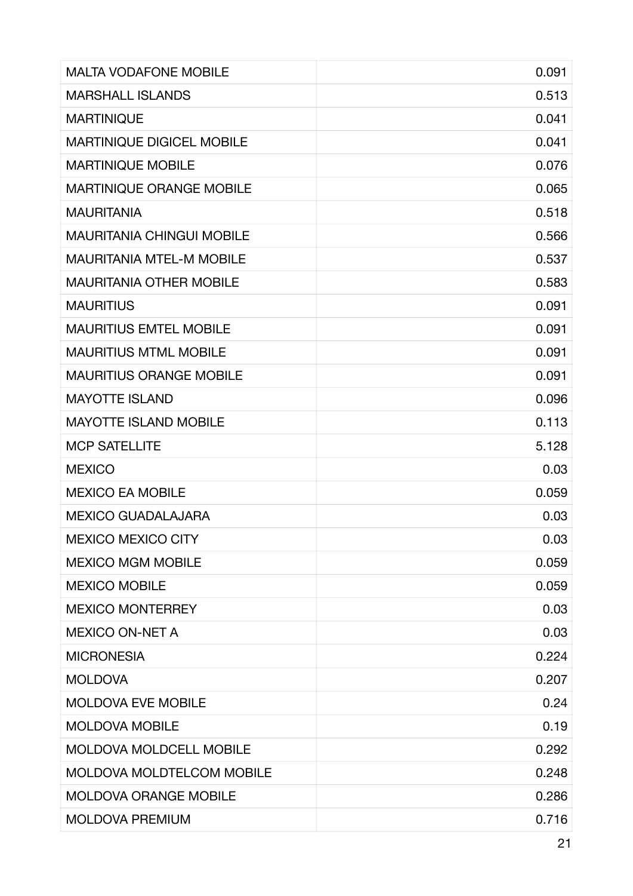| | |
|---|---|
| MALTA VODAFONE MOBILE | 0.091 |
| MARSHALL ISLANDS | 0.513 |
| MARTINIQUE | 0.041 |
| MARTINIQUE DIGICEL MOBILE | 0.041 |
| MARTINIQUE MOBILE | 0.076 |
| MARTINIQUE ORANGE MOBILE | 0.065 |
| MAURITANIA | 0.518 |
| MAURITANIA CHINGUI MOBILE | 0.566 |
| MAURITANIA MTEL-M MOBILE | 0.537 |
| MAURITANIA OTHER MOBILE | 0.583 |
| MAURITIUS | 0.091 |
| MAURITIUS EMTEL MOBILE | 0.091 |
| MAURITIUS MTML MOBILE | 0.091 |
| MAURITIUS ORANGE MOBILE | 0.091 |
| MAYOTTE ISLAND | 0.096 |
| MAYOTTE ISLAND MOBILE | 0.113 |
| MCP SATELLITE | 5.128 |
| MEXICO | 0.03 |
| MEXICO EA MOBILE | 0.059 |
| MEXICO GUADALAJARA | 0.03 |
| MEXICO MEXICO CITY | 0.03 |
| MEXICO MGM MOBILE | 0.059 |
| MEXICO MOBILE | 0.059 |
| MEXICO MONTERREY | 0.03 |
| MEXICO ON-NET A | 0.03 |
| MICRONESIA | 0.224 |
| MOLDOVA | 0.207 |
| MOLDOVA EVE MOBILE | 0.24 |
| MOLDOVA MOBILE | 0.19 |
| MOLDOVA MOLDCELL MOBILE | 0.292 |
| MOLDOVA MOLDTELCOM MOBILE | 0.248 |
| MOLDOVA ORANGE MOBILE | 0.286 |
| MOLDOVA PREMIUM | 0.716 |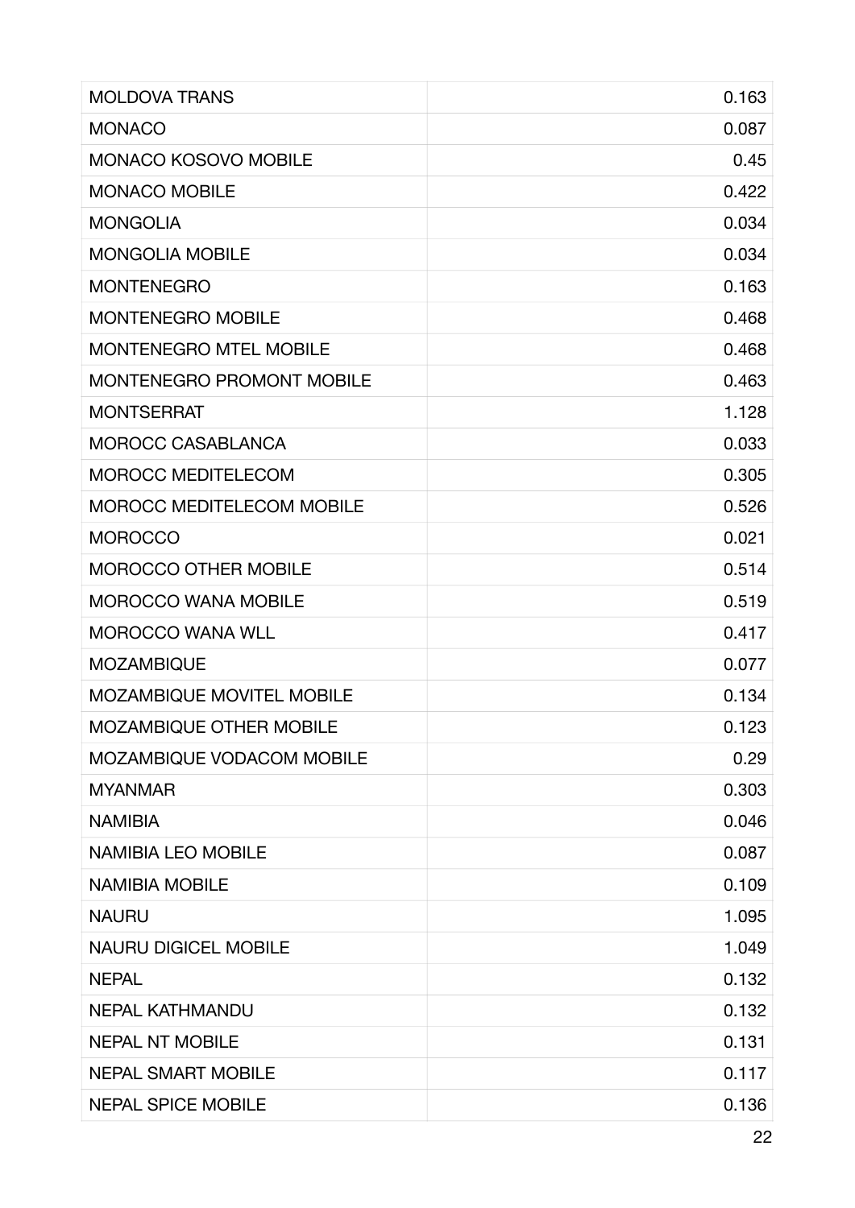| | |
|---|---|
| MOLDOVA TRANS | 0.163 |
| MONACO | 0.087 |
| MONACO KOSOVO MOBILE | 0.45 |
| MONACO MOBILE | 0.422 |
| MONGOLIA | 0.034 |
| MONGOLIA MOBILE | 0.034 |
| MONTENEGRO | 0.163 |
| MONTENEGRO MOBILE | 0.468 |
| MONTENEGRO MTEL MOBILE | 0.468 |
| MONTENEGRO PROMONT MOBILE | 0.463 |
| MONTSERRAT | 1.128 |
| MOROCC CASABLANCA | 0.033 |
| MOROCC MEDITELECOM | 0.305 |
| MOROCC MEDITELECOM MOBILE | 0.526 |
| MOROCCO | 0.021 |
| MOROCCO OTHER MOBILE | 0.514 |
| MOROCCO WANA MOBILE | 0.519 |
| MOROCCO WANA WLL | 0.417 |
| MOZAMBIQUE | 0.077 |
| MOZAMBIQUE MOVITEL MOBILE | 0.134 |
| MOZAMBIQUE OTHER MOBILE | 0.123 |
| MOZAMBIQUE VODACOM MOBILE | 0.29 |
| MYANMAR | 0.303 |
| NAMIBIA | 0.046 |
| NAMIBIA LEO MOBILE | 0.087 |
| NAMIBIA MOBILE | 0.109 |
| NAURU | 1.095 |
| NAURU DIGICEL MOBILE | 1.049 |
| NEPAL | 0.132 |
| NEPAL KATHMANDU | 0.132 |
| NEPAL NT MOBILE | 0.131 |
| NEPAL SMART MOBILE | 0.117 |
| NEPAL SPICE MOBILE | 0.136 |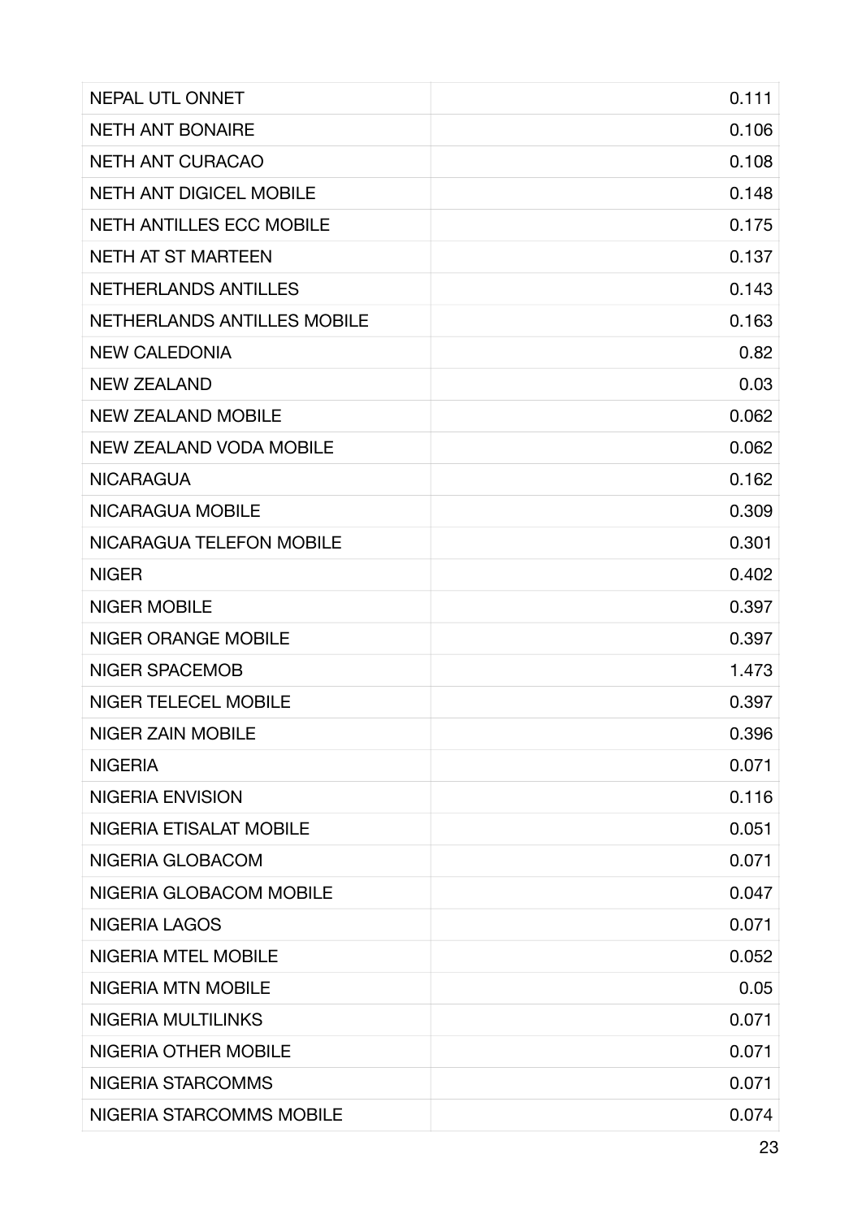| | |
|---|---|
| NEPAL UTL ONNET | 0.111 |
| NETH ANT BONAIRE | 0.106 |
| NETH ANT CURACAO | 0.108 |
| NETH ANT DIGICEL MOBILE | 0.148 |
| NETH ANTILLES ECC MOBILE | 0.175 |
| NETH AT ST MARTEEN | 0.137 |
| NETHERLANDS ANTILLES | 0.143 |
| NETHERLANDS ANTILLES MOBILE | 0.163 |
| NEW CALEDONIA | 0.82 |
| NEW ZEALAND | 0.03 |
| NEW ZEALAND MOBILE | 0.062 |
| NEW ZEALAND VODA MOBILE | 0.062 |
| NICARAGUA | 0.162 |
| NICARAGUA MOBILE | 0.309 |
| NICARAGUA TELEFON MOBILE | 0.301 |
| NIGER | 0.402 |
| NIGER MOBILE | 0.397 |
| NIGER ORANGE MOBILE | 0.397 |
| NIGER SPACEMOB | 1.473 |
| NIGER TELECEL MOBILE | 0.397 |
| NIGER ZAIN MOBILE | 0.396 |
| NIGERIA | 0.071 |
| NIGERIA ENVISION | 0.116 |
| NIGERIA ETISALAT MOBILE | 0.051 |
| NIGERIA GLOBACOM | 0.071 |
| NIGERIA GLOBACOM MOBILE | 0.047 |
| NIGERIA LAGOS | 0.071 |
| NIGERIA MTEL MOBILE | 0.052 |
| NIGERIA MTN MOBILE | 0.05 |
| NIGERIA MULTILINKS | 0.071 |
| NIGERIA OTHER MOBILE | 0.071 |
| NIGERIA STARCOMMS | 0.071 |
| NIGERIA STARCOMMS MOBILE | 0.074 |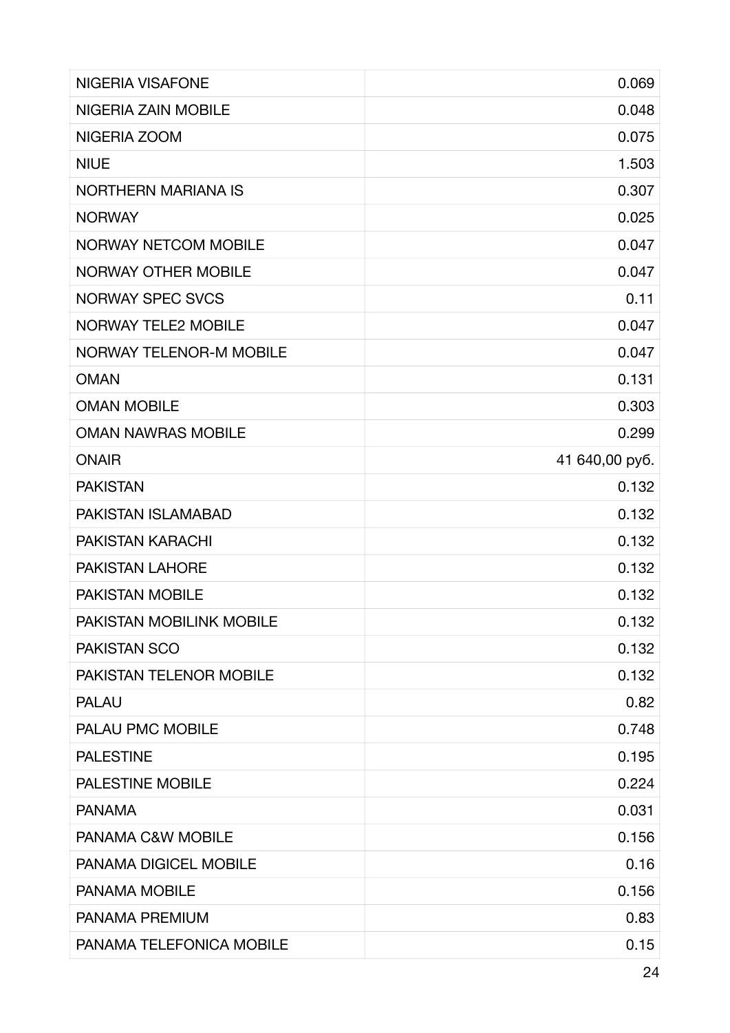| | |
|---|---|
| NIGERIA VISAFONE | 0.069 |
| NIGERIA ZAIN MOBILE | 0.048 |
| NIGERIA ZOOM | 0.075 |
| NIUE | 1.503 |
| NORTHERN MARIANA IS | 0.307 |
| NORWAY | 0.025 |
| NORWAY NETCOM MOBILE | 0.047 |
| NORWAY OTHER MOBILE | 0.047 |
| NORWAY SPEC SVCS | 0.11 |
| NORWAY TELE2 MOBILE | 0.047 |
| NORWAY TELENOR-M MOBILE | 0.047 |
| OMAN | 0.131 |
| OMAN MOBILE | 0.303 |
| OMAN NAWRAS MOBILE | 0.299 |
| ONAIR | 41 640,00 руб. |
| PAKISTAN | 0.132 |
| PAKISTAN ISLAMABAD | 0.132 |
| PAKISTAN KARACHI | 0.132 |
| PAKISTAN LAHORE | 0.132 |
| PAKISTAN MOBILE | 0.132 |
| PAKISTAN MOBILINK MOBILE | 0.132 |
| PAKISTAN SCO | 0.132 |
| PAKISTAN TELENOR MOBILE | 0.132 |
| PALAU | 0.82 |
| PALAU PMC MOBILE | 0.748 |
| PALESTINE | 0.195 |
| PALESTINE MOBILE | 0.224 |
| PANAMA | 0.031 |
| PANAMA C&W MOBILE | 0.156 |
| PANAMA DIGICEL MOBILE | 0.16 |
| PANAMA MOBILE | 0.156 |
| PANAMA PREMIUM | 0.83 |
| PANAMA TELEFONICA MOBILE | 0.15 |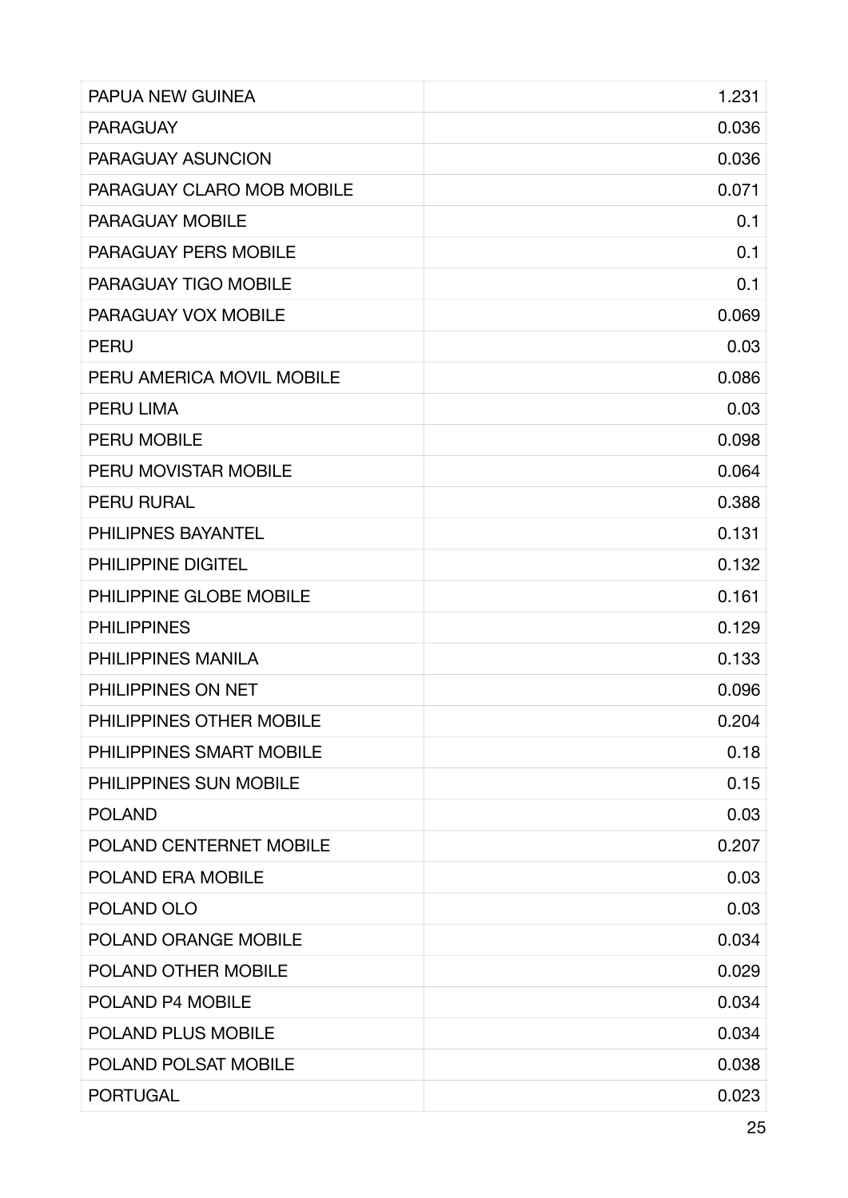| | |
|---|---|
| PAPUA NEW GUINEA | 1.231 |
| PARAGUAY | 0.036 |
| PARAGUAY ASUNCION | 0.036 |
| PARAGUAY CLARO MOB MOBILE | 0.071 |
| PARAGUAY MOBILE | 0.1 |
| PARAGUAY PERS MOBILE | 0.1 |
| PARAGUAY TIGO MOBILE | 0.1 |
| PARAGUAY VOX MOBILE | 0.069 |
| PERU | 0.03 |
| PERU AMERICA MOVIL MOBILE | 0.086 |
| PERU LIMA | 0.03 |
| PERU MOBILE | 0.098 |
| PERU MOVISTAR MOBILE | 0.064 |
| PERU RURAL | 0.388 |
| PHILIPNES BAYANTEL | 0.131 |
| PHILIPPINE DIGITEL | 0.132 |
| PHILIPPINE GLOBE MOBILE | 0.161 |
| PHILIPPINES | 0.129 |
| PHILIPPINES MANILA | 0.133 |
| PHILIPPINES ON NET | 0.096 |
| PHILIPPINES OTHER MOBILE | 0.204 |
| PHILIPPINES SMART MOBILE | 0.18 |
| PHILIPPINES SUN MOBILE | 0.15 |
| POLAND | 0.03 |
| POLAND CENTERNET MOBILE | 0.207 |
| POLAND ERA MOBILE | 0.03 |
| POLAND OLO | 0.03 |
| POLAND ORANGE MOBILE | 0.034 |
| POLAND OTHER MOBILE | 0.029 |
| POLAND P4 MOBILE | 0.034 |
| POLAND PLUS MOBILE | 0.034 |
| POLAND POLSAT MOBILE | 0.038 |
| PORTUGAL | 0.023 |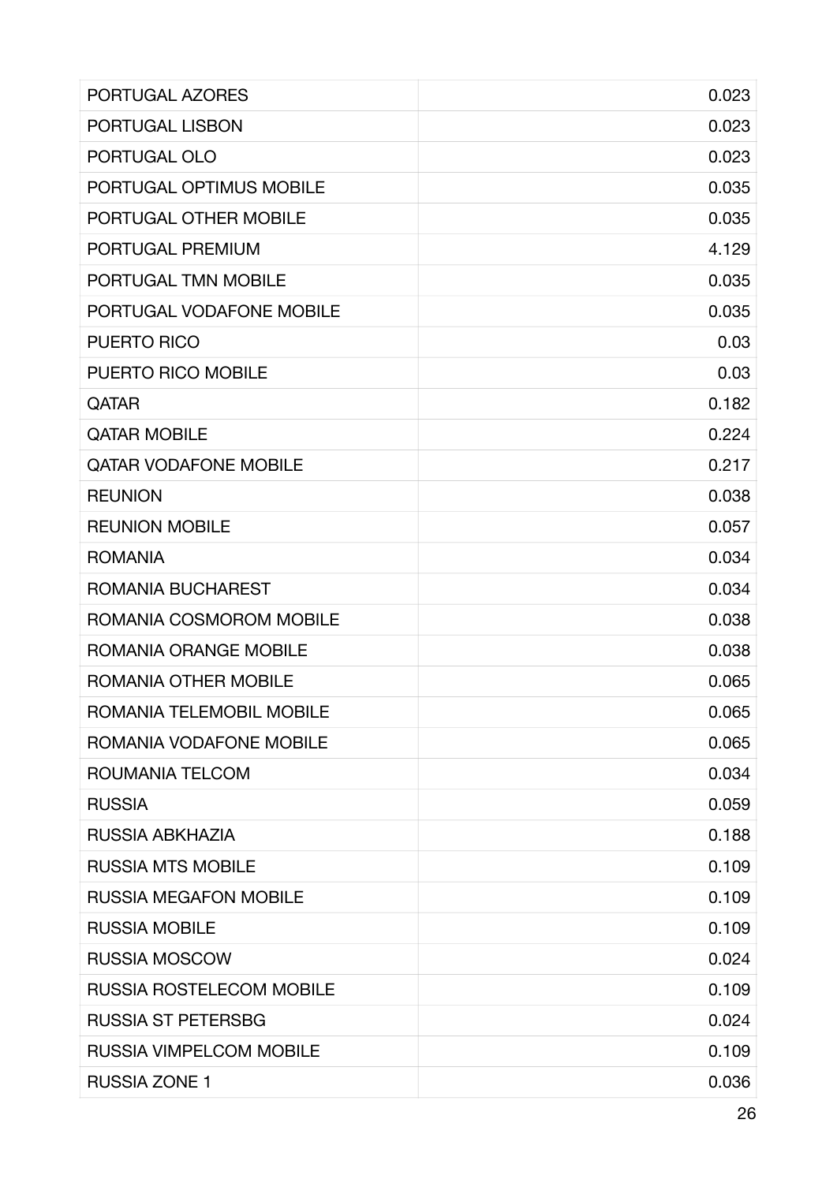| PORTUGAL AZORES | 0.023 |
| --- | --- |
| PORTUGAL LISBON | 0.023 |
| PORTUGAL OLO | 0.023 |
| PORTUGAL OPTIMUS MOBILE | 0.035 |
| PORTUGAL OTHER MOBILE | 0.035 |
| PORTUGAL PREMIUM | 4.129 |
| PORTUGAL TMN MOBILE | 0.035 |
| PORTUGAL VODAFONE MOBILE | 0.035 |
| PUERTO RICO | 0.03 |
| PUERTO RICO MOBILE | 0.03 |
| QATAR | 0.182 |
| QATAR MOBILE | 0.224 |
| QATAR VODAFONE MOBILE | 0.217 |
| REUNION | 0.038 |
| REUNION MOBILE | 0.057 |
| ROMANIA | 0.034 |
| ROMANIA BUCHAREST | 0.034 |
| ROMANIA COSMOROM MOBILE | 0.038 |
| ROMANIA ORANGE MOBILE | 0.038 |
| ROMANIA OTHER MOBILE | 0.065 |
| ROMANIA TELEMOBIL MOBILE | 0.065 |
| ROMANIA VODAFONE MOBILE | 0.065 |
| ROUMANIA TELCOM | 0.034 |
| RUSSIA | 0.059 |
| RUSSIA ABKHAZIA | 0.188 |
| RUSSIA MTS MOBILE | 0.109 |
| RUSSIA MEGAFON MOBILE | 0.109 |
| RUSSIA MOBILE | 0.109 |
| RUSSIA MOSCOW | 0.024 |
| RUSSIA ROSTELECOM MOBILE | 0.109 |
| RUSSIA ST PETERSBG | 0.024 |
| RUSSIA VIMPELCOM MOBILE | 0.109 |
| RUSSIA ZONE 1 | 0.036 |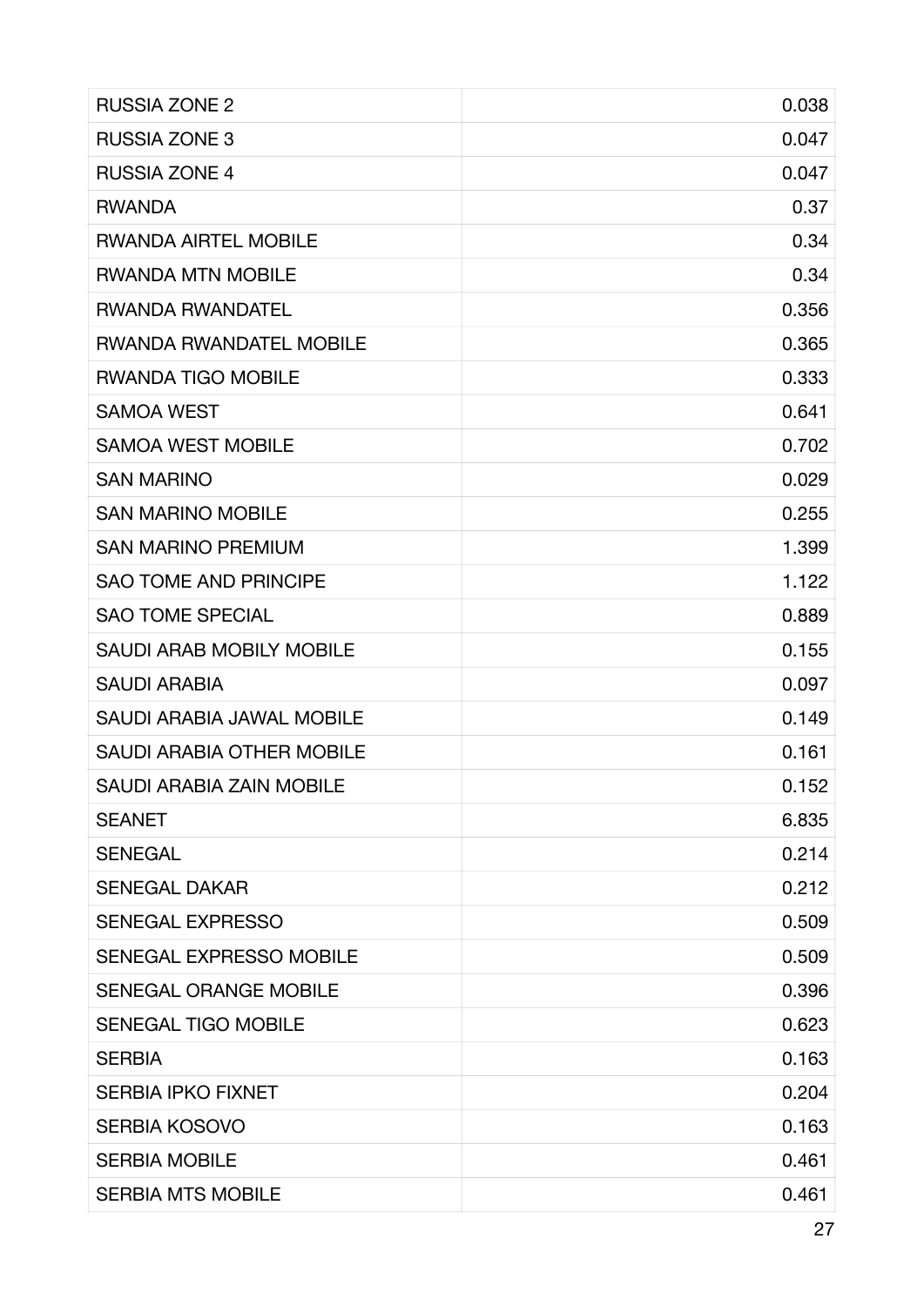| | |
|---|---|
| RUSSIA ZONE 2 | 0.038 |
| RUSSIA ZONE 3 | 0.047 |
| RUSSIA ZONE 4 | 0.047 |
| RWANDA | 0.37 |
| RWANDA AIRTEL MOBILE | 0.34 |
| RWANDA MTN MOBILE | 0.34 |
| RWANDA RWANDATEL | 0.356 |
| RWANDA RWANDATEL MOBILE | 0.365 |
| RWANDA TIGO MOBILE | 0.333 |
| SAMOA WEST | 0.641 |
| SAMOA WEST MOBILE | 0.702 |
| SAN MARINO | 0.029 |
| SAN MARINO MOBILE | 0.255 |
| SAN MARINO PREMIUM | 1.399 |
| SAO TOME AND PRINCIPE | 1.122 |
| SAO TOME SPECIAL | 0.889 |
| SAUDI ARAB MOBILY MOBILE | 0.155 |
| SAUDI ARABIA | 0.097 |
| SAUDI ARABIA JAWAL MOBILE | 0.149 |
| SAUDI ARABIA OTHER MOBILE | 0.161 |
| SAUDI ARABIA ZAIN MOBILE | 0.152 |
| SEANET | 6.835 |
| SENEGAL | 0.214 |
| SENEGAL DAKAR | 0.212 |
| SENEGAL EXPRESSO | 0.509 |
| SENEGAL EXPRESSO MOBILE | 0.509 |
| SENEGAL ORANGE MOBILE | 0.396 |
| SENEGAL TIGO MOBILE | 0.623 |
| SERBIA | 0.163 |
| SERBIA IPKO FIXNET | 0.204 |
| SERBIA KOSOVO | 0.163 |
| SERBIA MOBILE | 0.461 |
| SERBIA MTS MOBILE | 0.461 |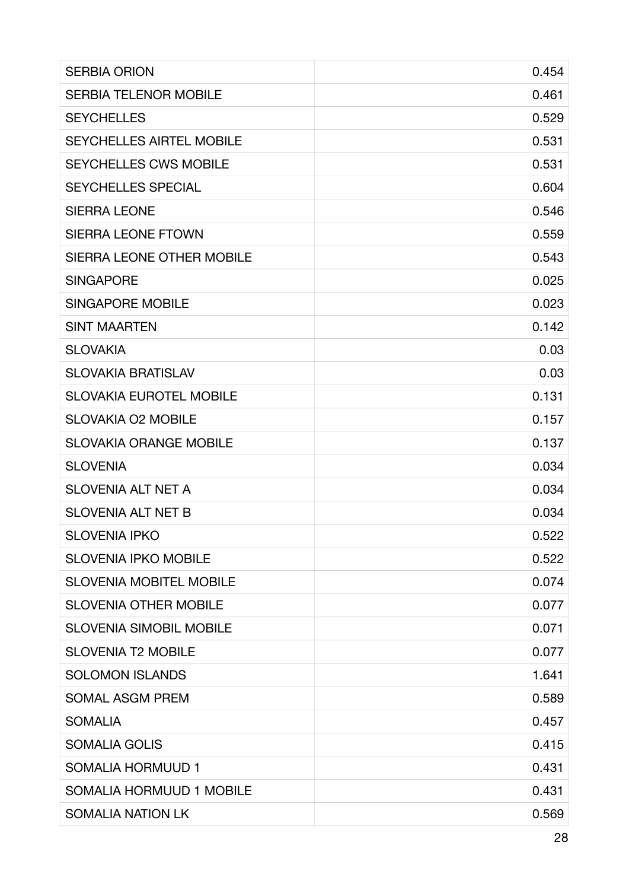| | |
|---|---|
| SERBIA ORION | 0.454 |
| SERBIA TELENOR MOBILE | 0.461 |
| SEYCHELLES | 0.529 |
| SEYCHELLES AIRTEL MOBILE | 0.531 |
| SEYCHELLES CWS MOBILE | 0.531 |
| SEYCHELLES SPECIAL | 0.604 |
| SIERRA LEONE | 0.546 |
| SIERRA LEONE FTOWN | 0.559 |
| SIERRA LEONE OTHER MOBILE | 0.543 |
| SINGAPORE | 0.025 |
| SINGAPORE MOBILE | 0.023 |
| SINT MAARTEN | 0.142 |
| SLOVAKIA | 0.03 |
| SLOVAKIA BRATISLAV | 0.03 |
| SLOVAKIA EUROTEL MOBILE | 0.131 |
| SLOVAKIA O2 MOBILE | 0.157 |
| SLOVAKIA ORANGE MOBILE | 0.137 |
| SLOVENIA | 0.034 |
| SLOVENIA ALT NET A | 0.034 |
| SLOVENIA ALT NET B | 0.034 |
| SLOVENIA IPKO | 0.522 |
| SLOVENIA IPKO MOBILE | 0.522 |
| SLOVENIA MOBITEL MOBILE | 0.074 |
| SLOVENIA OTHER MOBILE | 0.077 |
| SLOVENIA SIMOBIL MOBILE | 0.071 |
| SLOVENIA T2 MOBILE | 0.077 |
| SOLOMON ISLANDS | 1.641 |
| SOMAL ASGM PREM | 0.589 |
| SOMALIA | 0.457 |
| SOMALIA GOLIS | 0.415 |
| SOMALIA HORMUUD 1 | 0.431 |
| SOMALIA HORMUUD 1 MOBILE | 0.431 |
| SOMALIA NATION LK | 0.569 |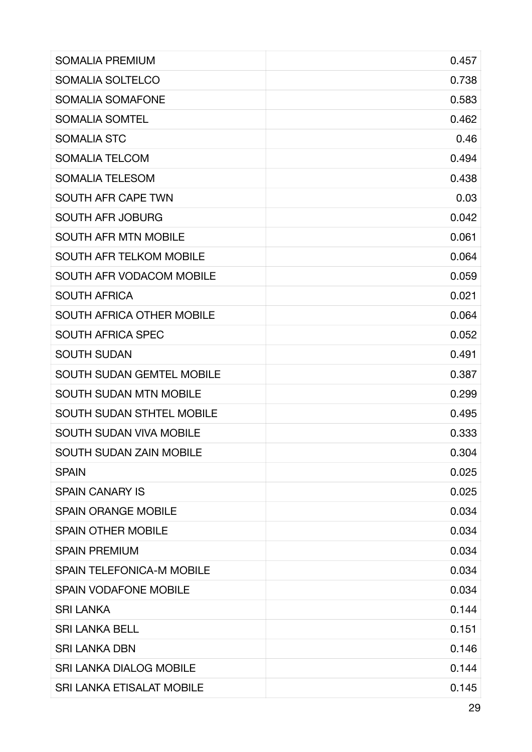| | |
|---|---:|
| SOMALIA PREMIUM | 0.457 |
| SOMALIA SOLTELCO | 0.738 |
| SOMALIA SOMAFONE | 0.583 |
| SOMALIA SOMTEL | 0.462 |
| SOMALIA STC | 0.46 |
| SOMALIA TELCOM | 0.494 |
| SOMALIA TELESOM | 0.438 |
| SOUTH AFR CAPE TWN | 0.03 |
| SOUTH AFR JOBURG | 0.042 |
| SOUTH AFR MTN MOBILE | 0.061 |
| SOUTH AFR TELKOM MOBILE | 0.064 |
| SOUTH AFR VODACOM MOBILE | 0.059 |
| SOUTH AFRICA | 0.021 |
| SOUTH AFRICA OTHER MOBILE | 0.064 |
| SOUTH AFRICA SPEC | 0.052 |
| SOUTH SUDAN | 0.491 |
| SOUTH SUDAN GEMTEL MOBILE | 0.387 |
| SOUTH SUDAN MTN MOBILE | 0.299 |
| SOUTH SUDAN STHTEL MOBILE | 0.495 |
| SOUTH SUDAN VIVA MOBILE | 0.333 |
| SOUTH SUDAN ZAIN MOBILE | 0.304 |
| SPAIN | 0.025 |
| SPAIN CANARY IS | 0.025 |
| SPAIN ORANGE MOBILE | 0.034 |
| SPAIN OTHER MOBILE | 0.034 |
| SPAIN PREMIUM | 0.034 |
| SPAIN TELEFONICA-M MOBILE | 0.034 |
| SPAIN VODAFONE MOBILE | 0.034 |
| SRI LANKA | 0.144 |
| SRI LANKA BELL | 0.151 |
| SRI LANKA DBN | 0.146 |
| SRI LANKA DIALOG MOBILE | 0.144 |
| SRI LANKA ETISALAT MOBILE | 0.145 |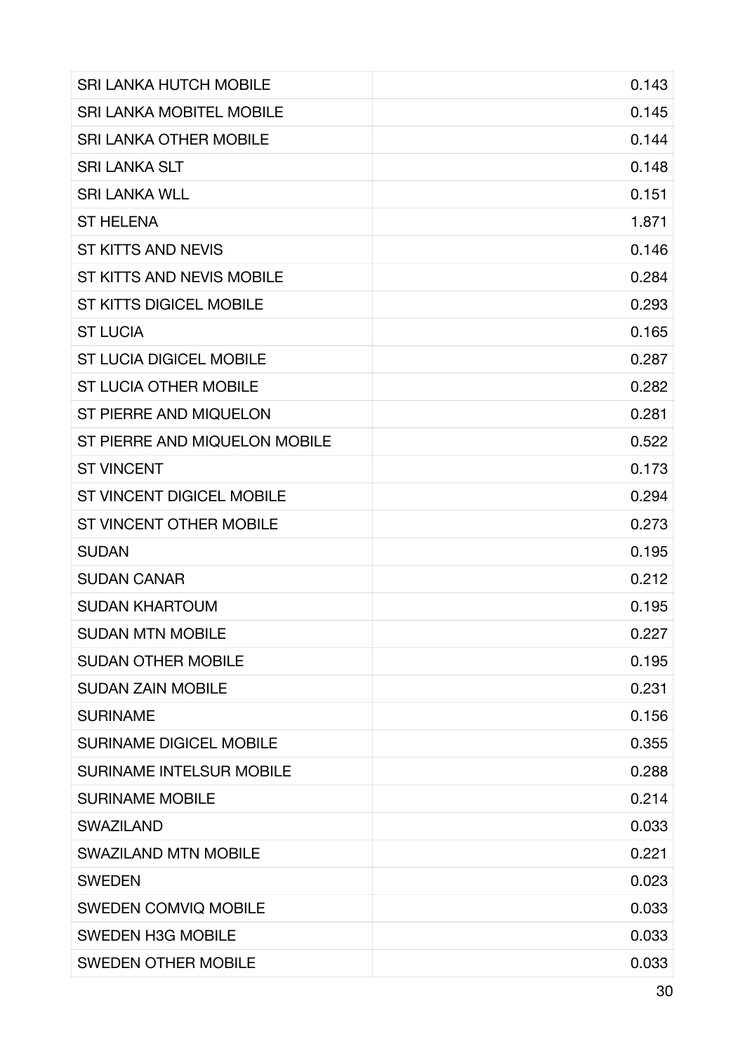| | |
|---|---:|
| SRI LANKA HUTCH MOBILE | 0.143 |
| SRI LANKA MOBITEL MOBILE | 0.145 |
| SRI LANKA OTHER MOBILE | 0.144 |
| SRI LANKA SLT | 0.148 |
| SRI LANKA WLL | 0.151 |
| ST HELENA | 1.871 |
| ST KITTS AND NEVIS | 0.146 |
| ST KITTS AND NEVIS MOBILE | 0.284 |
| ST KITTS DIGICEL MOBILE | 0.293 |
| ST LUCIA | 0.165 |
| ST LUCIA DIGICEL MOBILE | 0.287 |
| ST LUCIA OTHER MOBILE | 0.282 |
| ST PIERRE AND MIQUELON | 0.281 |
| ST PIERRE AND MIQUELON MOBILE | 0.522 |
| ST VINCENT | 0.173 |
| ST VINCENT DIGICEL MOBILE | 0.294 |
| ST VINCENT OTHER MOBILE | 0.273 |
| SUDAN | 0.195 |
| SUDAN CANAR | 0.212 |
| SUDAN KHARTOUM | 0.195 |
| SUDAN MTN MOBILE | 0.227 |
| SUDAN OTHER MOBILE | 0.195 |
| SUDAN ZAIN MOBILE | 0.231 |
| SURINAME | 0.156 |
| SURINAME DIGICEL MOBILE | 0.355 |
| SURINAME INTELSUR MOBILE | 0.288 |
| SURINAME MOBILE | 0.214 |
| SWAZILAND | 0.033 |
| SWAZILAND MTN MOBILE | 0.221 |
| SWEDEN | 0.023 |
| SWEDEN COMVIQ MOBILE | 0.033 |
| SWEDEN H3G MOBILE | 0.033 |
| SWEDEN OTHER MOBILE | 0.033 |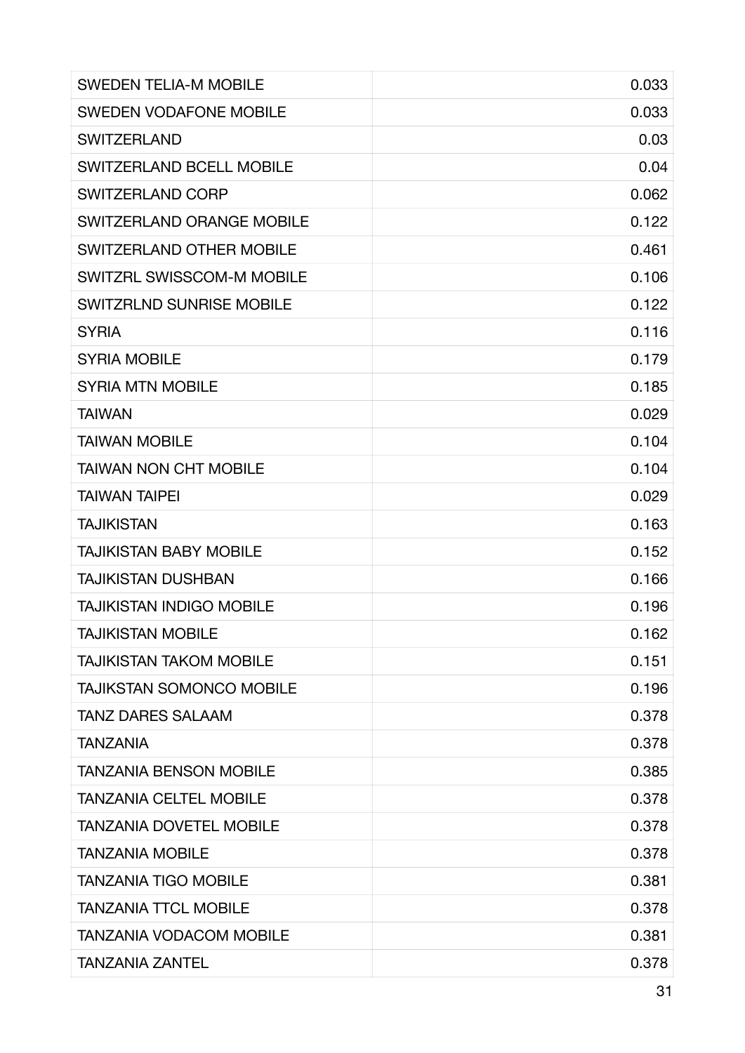| | |
|---|---|
| SWEDEN TELIA-M MOBILE | 0.033 |
| SWEDEN VODAFONE MOBILE | 0.033 |
| SWITZERLAND | 0.03 |
| SWITZERLAND BCELL MOBILE | 0.04 |
| SWITZERLAND CORP | 0.062 |
| SWITZERLAND ORANGE MOBILE | 0.122 |
| SWITZERLAND OTHER MOBILE | 0.461 |
| SWITZRL SWISSCOM-M MOBILE | 0.106 |
| SWITZRLND SUNRISE MOBILE | 0.122 |
| SYRIA | 0.116 |
| SYRIA MOBILE | 0.179 |
| SYRIA MTN MOBILE | 0.185 |
| TAIWAN | 0.029 |
| TAIWAN MOBILE | 0.104 |
| TAIWAN NON CHT MOBILE | 0.104 |
| TAIWAN TAIPEI | 0.029 |
| TAJIKISTAN | 0.163 |
| TAJIKISTAN BABY MOBILE | 0.152 |
| TAJIKISTAN DUSHBAN | 0.166 |
| TAJIKISTAN INDIGO MOBILE | 0.196 |
| TAJIKISTAN MOBILE | 0.162 |
| TAJIKISTAN TAKOM MOBILE | 0.151 |
| TAJIKSTAN SOMONCO MOBILE | 0.196 |
| TANZ DARES SALAAM | 0.378 |
| TANZANIA | 0.378 |
| TANZANIA BENSON MOBILE | 0.385 |
| TANZANIA CELTEL MOBILE | 0.378 |
| TANZANIA DOVETEL MOBILE | 0.378 |
| TANZANIA MOBILE | 0.378 |
| TANZANIA TIGO MOBILE | 0.381 |
| TANZANIA TTCL MOBILE | 0.378 |
| TANZANIA VODACOM MOBILE | 0.381 |
| TANZANIA ZANTEL | 0.378 |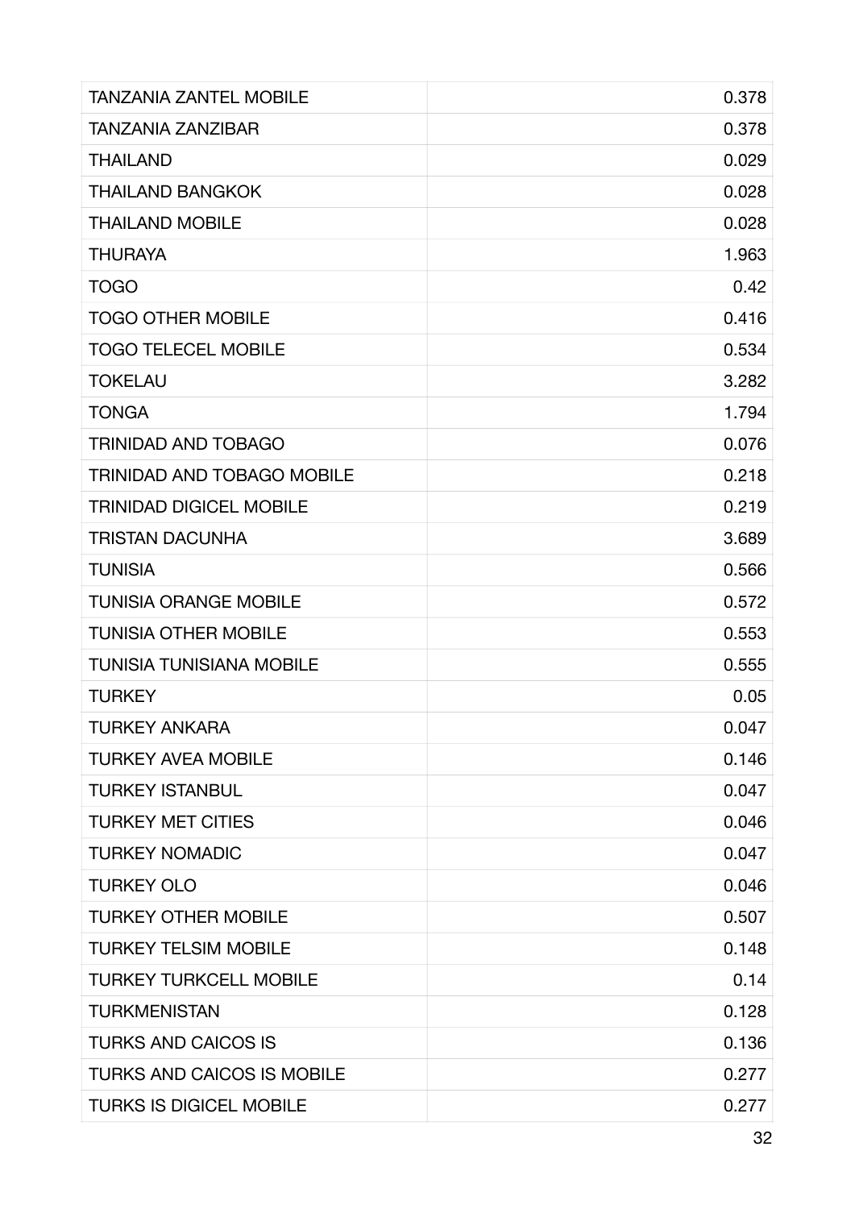| | |
|---|---|
| TANZANIA ZANTEL MOBILE | 0.378 |
| TANZANIA ZANZIBAR | 0.378 |
| THAILAND | 0.029 |
| THAILAND BANGKOK | 0.028 |
| THAILAND MOBILE | 0.028 |
| THURAYA | 1.963 |
| TOGO | 0.42 |
| TOGO OTHER MOBILE | 0.416 |
| TOGO TELECEL MOBILE | 0.534 |
| TOKELAU | 3.282 |
| TONGA | 1.794 |
| TRINIDAD AND TOBAGO | 0.076 |
| TRINIDAD AND TOBAGO MOBILE | 0.218 |
| TRINIDAD DIGICEL MOBILE | 0.219 |
| TRISTAN DACUNHA | 3.689 |
| TUNISIA | 0.566 |
| TUNISIA ORANGE MOBILE | 0.572 |
| TUNISIA OTHER MOBILE | 0.553 |
| TUNISIA TUNISIANA MOBILE | 0.555 |
| TURKEY | 0.05 |
| TURKEY ANKARA | 0.047 |
| TURKEY AVEA MOBILE | 0.146 |
| TURKEY ISTANBUL | 0.047 |
| TURKEY MET CITIES | 0.046 |
| TURKEY NOMADIC | 0.047 |
| TURKEY OLO | 0.046 |
| TURKEY OTHER MOBILE | 0.507 |
| TURKEY TELSIM MOBILE | 0.148 |
| TURKEY TURKCELL MOBILE | 0.14 |
| TURKMENISTAN | 0.128 |
| TURKS AND CAICOS IS | 0.136 |
| TURKS AND CAICOS IS MOBILE | 0.277 |
| TURKS IS DIGICEL MOBILE | 0.277 |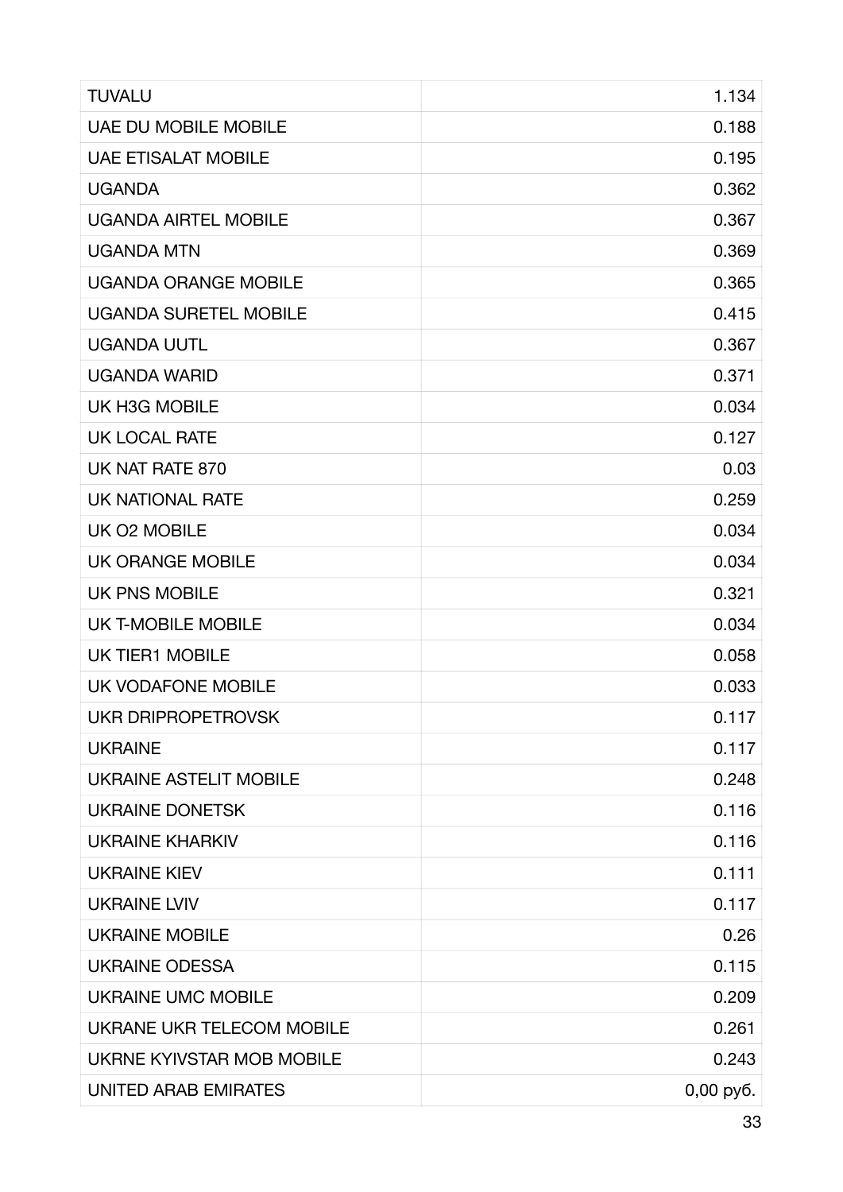| | |
|---|---|
| TUVALU | 1.134 |
| UAE DU MOBILE MOBILE | 0.188 |
| UAE ETISALAT MOBILE | 0.195 |
| UGANDA | 0.362 |
| UGANDA AIRTEL MOBILE | 0.367 |
| UGANDA MTN | 0.369 |
| UGANDA ORANGE MOBILE | 0.365 |
| UGANDA SURETEL MOBILE | 0.415 |
| UGANDA UUTL | 0.367 |
| UGANDA WARID | 0.371 |
| UK H3G MOBILE | 0.034 |
| UK LOCAL RATE | 0.127 |
| UK NAT RATE 870 | 0.03 |
| UK NATIONAL RATE | 0.259 |
| UK O2 MOBILE | 0.034 |
| UK ORANGE MOBILE | 0.034 |
| UK PNS MOBILE | 0.321 |
| UK T-MOBILE MOBILE | 0.034 |
| UK TIER1 MOBILE | 0.058 |
| UK VODAFONE MOBILE | 0.033 |
| UKR DRIPROPETROVSK | 0.117 |
| UKRAINE | 0.117 |
| UKRAINE ASTELIT MOBILE | 0.248 |
| UKRAINE DONETSK | 0.116 |
| UKRAINE KHARKIV | 0.116 |
| UKRAINE KIEV | 0.111 |
| UKRAINE LVIV | 0.117 |
| UKRAINE MOBILE | 0.26 |
| UKRAINE ODESSA | 0.115 |
| UKRAINE UMC MOBILE | 0.209 |
| UKRANE UKR TELECOM MOBILE | 0.261 |
| UKRNE KYIVSTAR MOB MOBILE | 0.243 |
| UNITED ARAB EMIRATES | 0,00 руб. |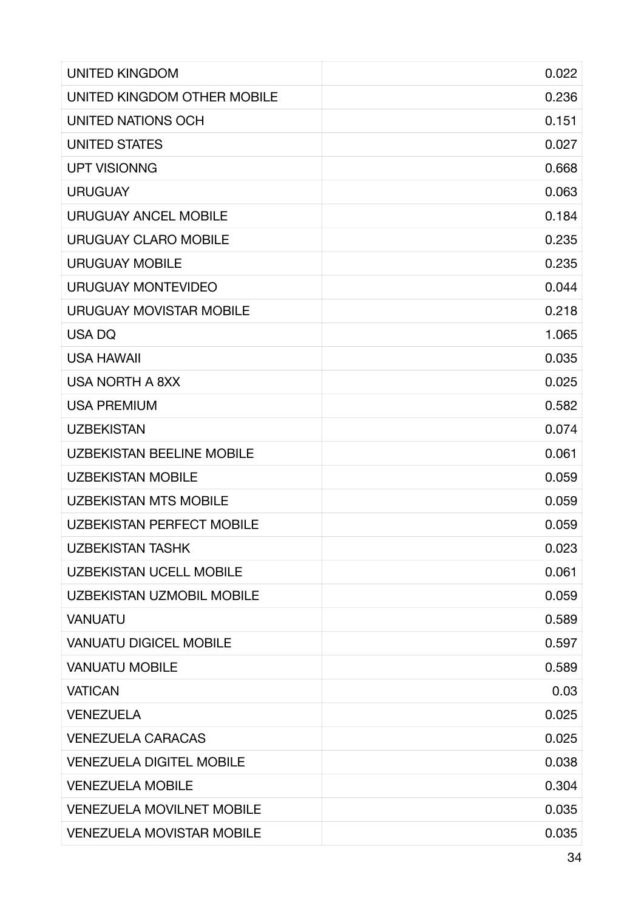| | |
|---|---|
| UNITED KINGDOM | 0.022 |
| UNITED KINGDOM OTHER MOBILE | 0.236 |
| UNITED NATIONS OCH | 0.151 |
| UNITED STATES | 0.027 |
| UPT VISIONNG | 0.668 |
| URUGUAY | 0.063 |
| URUGUAY ANCEL MOBILE | 0.184 |
| URUGUAY CLARO MOBILE | 0.235 |
| URUGUAY MOBILE | 0.235 |
| URUGUAY MONTEVIDEO | 0.044 |
| URUGUAY MOVISTAR MOBILE | 0.218 |
| USA DQ | 1.065 |
| USA HAWAII | 0.035 |
| USA NORTH A 8XX | 0.025 |
| USA PREMIUM | 0.582 |
| UZBEKISTAN | 0.074 |
| UZBEKISTAN BEELINE MOBILE | 0.061 |
| UZBEKISTAN MOBILE | 0.059 |
| UZBEKISTAN MTS MOBILE | 0.059 |
| UZBEKISTAN PERFECT MOBILE | 0.059 |
| UZBEKISTAN TASHK | 0.023 |
| UZBEKISTAN UCELL MOBILE | 0.061 |
| UZBEKISTAN UZMOBIL MOBILE | 0.059 |
| VANUATU | 0.589 |
| VANUATU DIGICEL MOBILE | 0.597 |
| VANUATU MOBILE | 0.589 |
| VATICAN | 0.03 |
| VENEZUELA | 0.025 |
| VENEZUELA CARACAS | 0.025 |
| VENEZUELA DIGITEL MOBILE | 0.038 |
| VENEZUELA MOBILE | 0.304 |
| VENEZUELA MOVILNET MOBILE | 0.035 |
| VENEZUELA MOVISTAR MOBILE | 0.035 |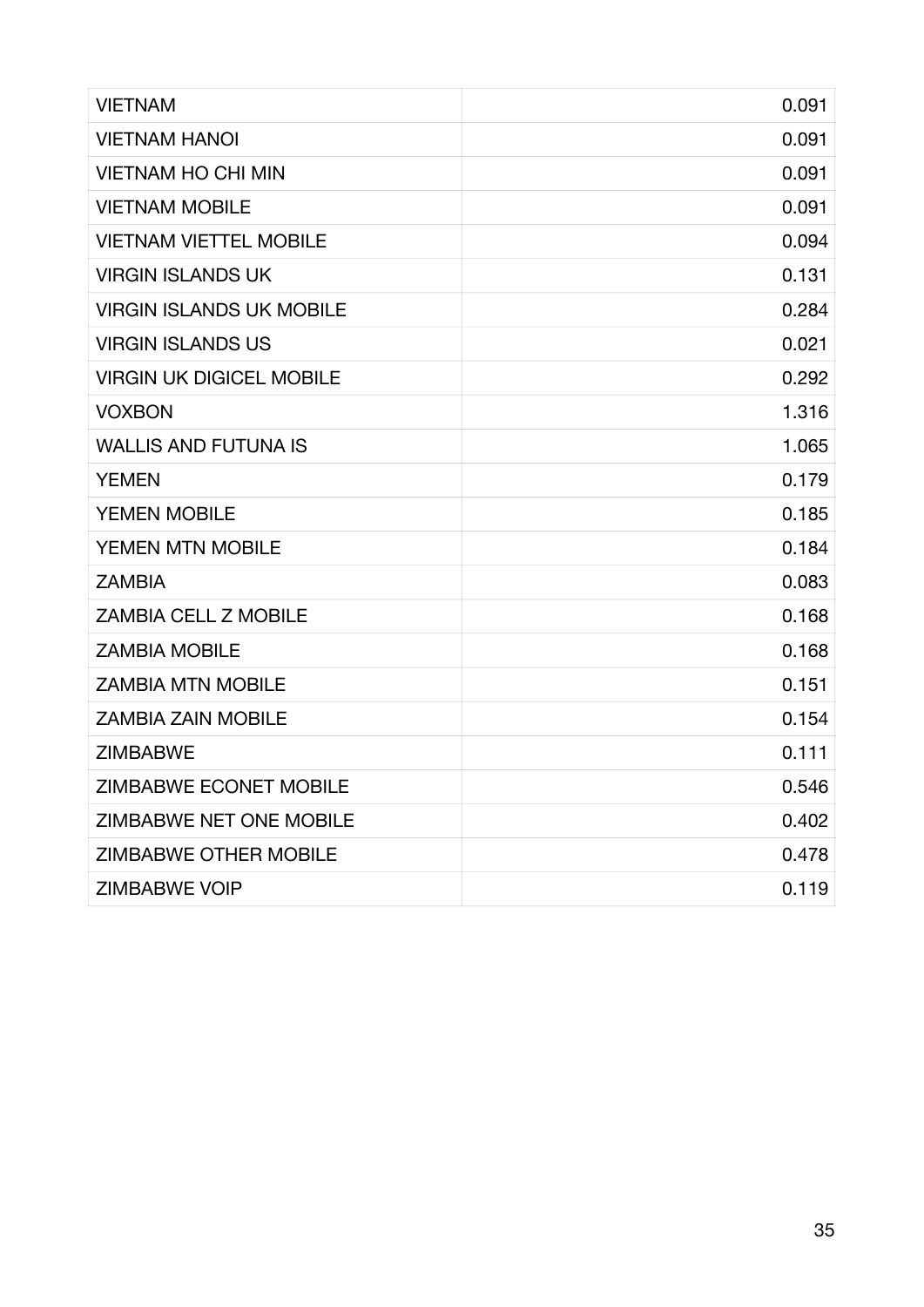| | |
|---|---|
| VIETNAM | 0.091 |
| VIETNAM HANOI | 0.091 |
| VIETNAM HO CHI MIN | 0.091 |
| VIETNAM MOBILE | 0.091 |
| VIETNAM VIETTEL MOBILE | 0.094 |
| VIRGIN ISLANDS UK | 0.131 |
| VIRGIN ISLANDS UK MOBILE | 0.284 |
| VIRGIN ISLANDS US | 0.021 |
| VIRGIN UK DIGICEL MOBILE | 0.292 |
| VOXBON | 1.316 |
| WALLIS AND FUTUNA IS | 1.065 |
| YEMEN | 0.179 |
| YEMEN MOBILE | 0.185 |
| YEMEN MTN MOBILE | 0.184 |
| ZAMBIA | 0.083 |
| ZAMBIA CELL Z MOBILE | 0.168 |
| ZAMBIA MOBILE | 0.168 |
| ZAMBIA MTN MOBILE | 0.151 |
| ZAMBIA ZAIN MOBILE | 0.154 |
| ZIMBABWE | 0.111 |
| ZIMBABWE ECONET MOBILE | 0.546 |
| ZIMBABWE NET ONE MOBILE | 0.402 |
| ZIMBABWE OTHER MOBILE | 0.478 |
| ZIMBABWE VOIP | 0.119 |